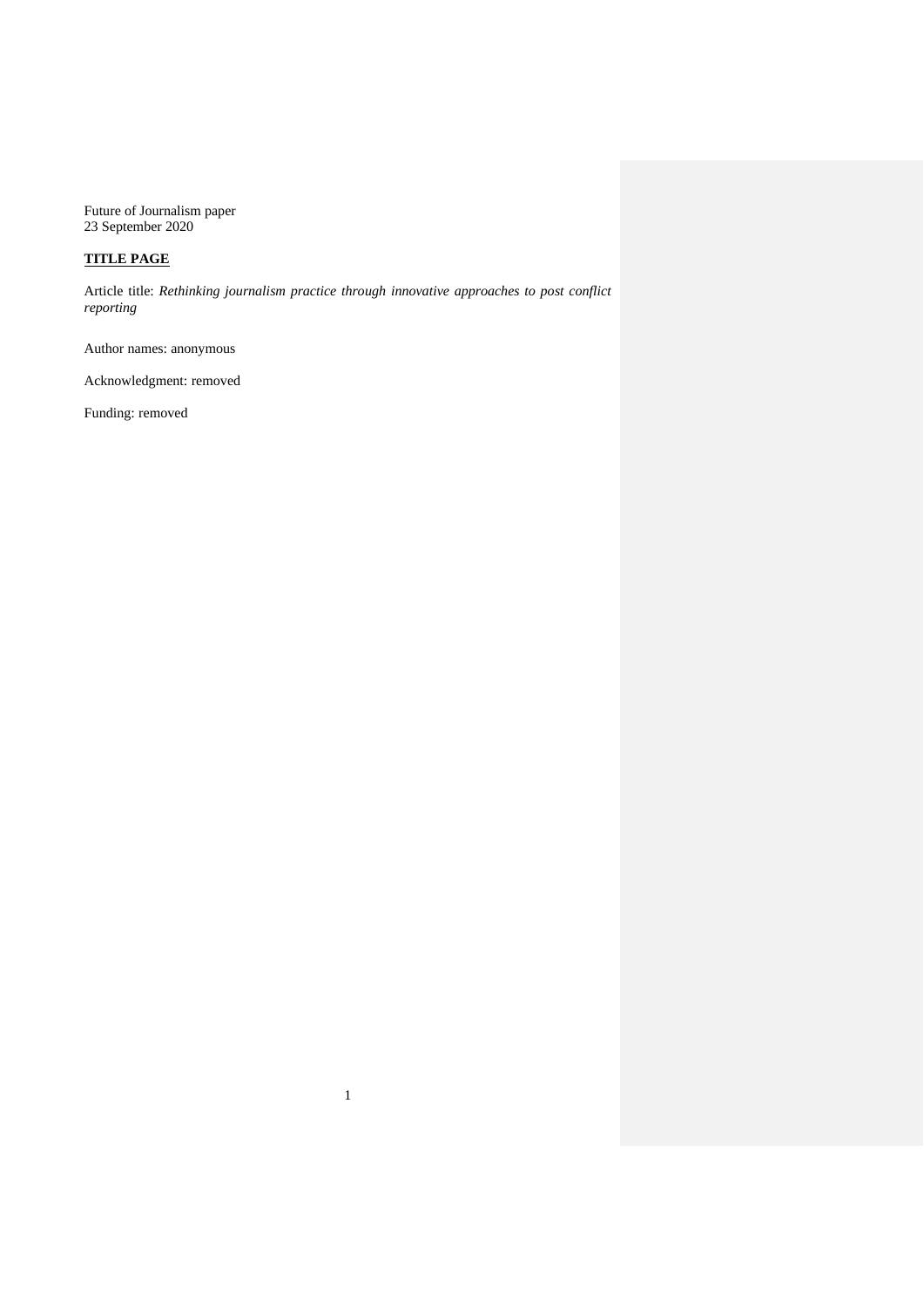Future of Journalism paper
23 September 2020

**TITLE PAGE**

Article title: *Rethinking journalism practice through innovative approaches to post conflict reporting*

Author names: anonymous

Acknowledgment: removed

Funding: removed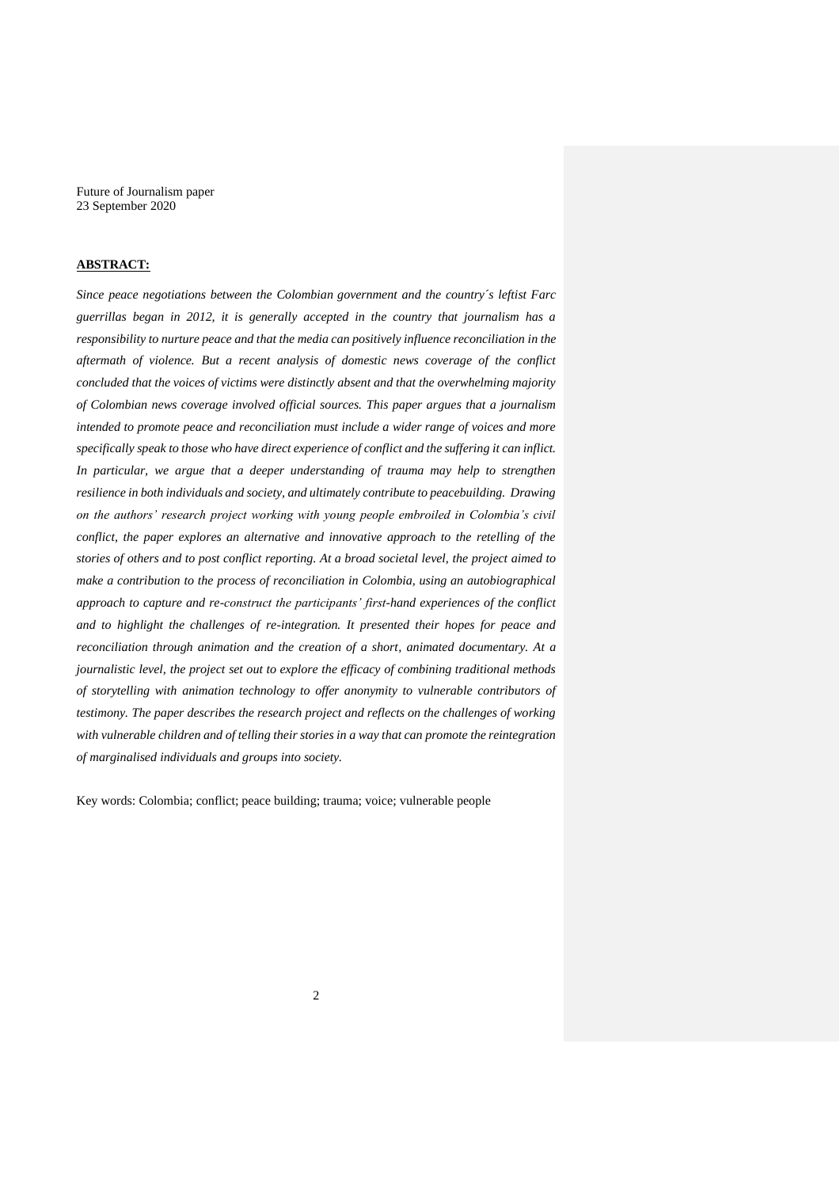Future of Journalism paper
23 September 2020

**ABSTRACT:**

*Since peace negotiations between the Colombian government and the country´s leftist Farc guerrillas began in 2012, it is generally accepted in the country that journalism has a responsibility to nurture peace and that the media can positively influence reconciliation in the aftermath of violence. But a recent analysis of domestic news coverage of the conflict concluded that the voices of victims were distinctly absent and that the overwhelming majority of Colombian news coverage involved official sources. This paper argues that a journalism intended to promote peace and reconciliation must include a wider range of voices and more specifically speak to those who have direct experience of conflict and the suffering it can inflict. In particular, we argue that a deeper understanding of trauma may help to strengthen resilience in both individuals and society, and ultimately contribute to peacebuilding. Drawing on the authors' research project working with young people embroiled in Colombia's civil conflict, the paper explores an alternative and innovative approach to the retelling of the stories of others and to post conflict reporting. At a broad societal level, the project aimed to make a contribution to the process of reconciliation in Colombia, using an autobiographical approach to capture and re-construct the participants' first-hand experiences of the conflict and to highlight the challenges of re-integration. It presented their hopes for peace and reconciliation through animation and the creation of a short, animated documentary. At a journalistic level, the project set out to explore the efficacy of combining traditional methods of storytelling with animation technology to offer anonymity to vulnerable contributors of testimony. The paper describes the research project and reflects on the challenges of working with vulnerable children and of telling their stories in a way that can promote the reintegration of marginalised individuals and groups into society.*

Key words: Colombia; conflict; peace building; trauma; voice; vulnerable people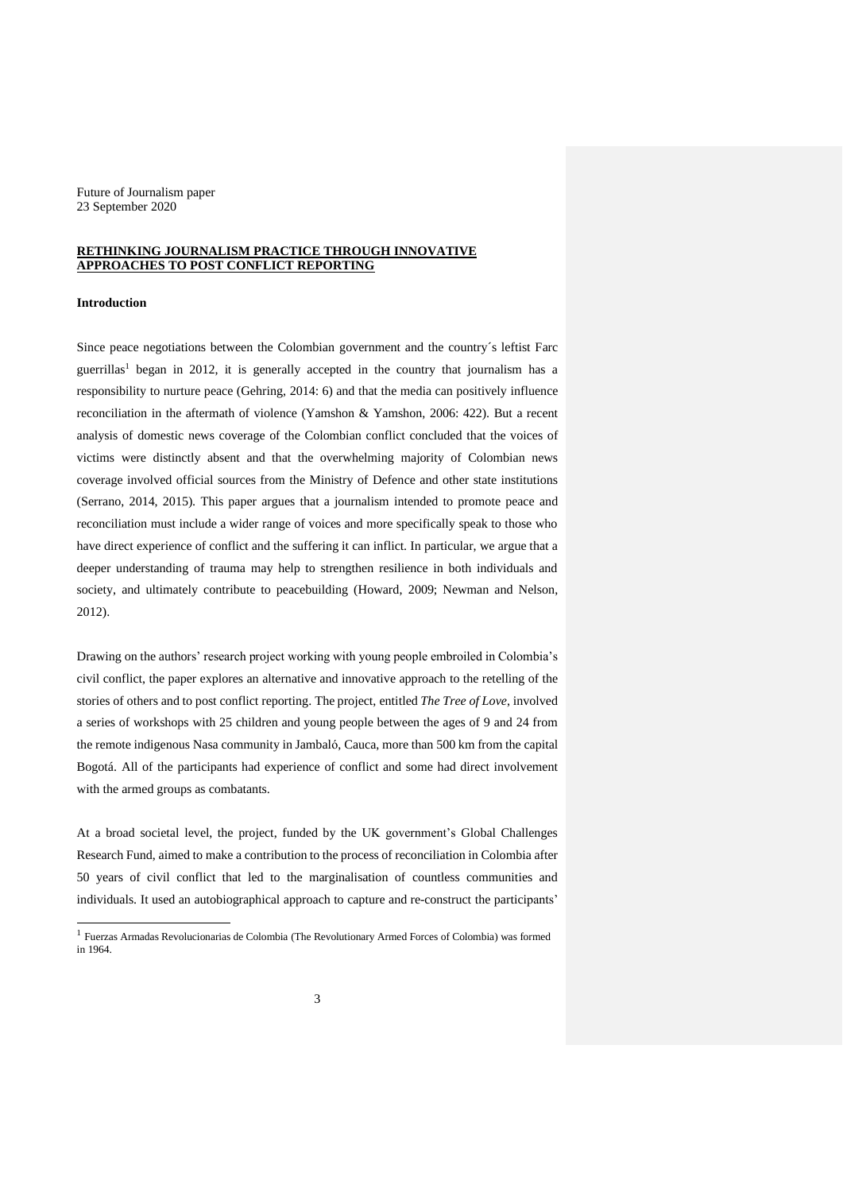Future of Journalism paper
23 September 2020

**RETHINKING JOURNALISM PRACTICE THROUGH INNOVATIVE APPROACHES TO POST CONFLICT REPORTING**

## Introduction

Since peace negotiations between the Colombian government and the country´s leftist Farc guerrillas[1] began in 2012, it is generally accepted in the country that journalism has a responsibility to nurture peace (Gehring, 2014: 6) and that the media can positively influence reconciliation in the aftermath of violence (Yamshon & Yamshon, 2006: 422). But a recent analysis of domestic news coverage of the Colombian conflict concluded that the voices of victims were distinctly absent and that the overwhelming majority of Colombian news coverage involved official sources from the Ministry of Defence and other state institutions (Serrano, 2014, 2015). This paper argues that a journalism intended to promote peace and reconciliation must include a wider range of voices and more specifically speak to those who have direct experience of conflict and the suffering it can inflict. In particular, we argue that a deeper understanding of trauma may help to strengthen resilience in both individuals and society, and ultimately contribute to peacebuilding (Howard, 2009; Newman and Nelson, 2012).

Drawing on the authors' research project working with young people embroiled in Colombia's civil conflict, the paper explores an alternative and innovative approach to the retelling of the stories of others and to post conflict reporting. The project, entitled *The Tree of Love*, involved a series of workshops with 25 children and young people between the ages of 9 and 24 from the remote indigenous Nasa community in Jambaló, Cauca, more than 500 km from the capital Bogotá. All of the participants had experience of conflict and some had direct involvement with the armed groups as combatants.

At a broad societal level, the project, funded by the UK government's Global Challenges Research Fund, aimed to make a contribution to the process of reconciliation in Colombia after 50 years of civil conflict that led to the marginalisation of countless communities and individuals. It used an autobiographical approach to capture and re-construct the participants'

[1] Fuerzas Armadas Revolucionarias de Colombia (The Revolutionary Armed Forces of Colombia) was formed in 1964.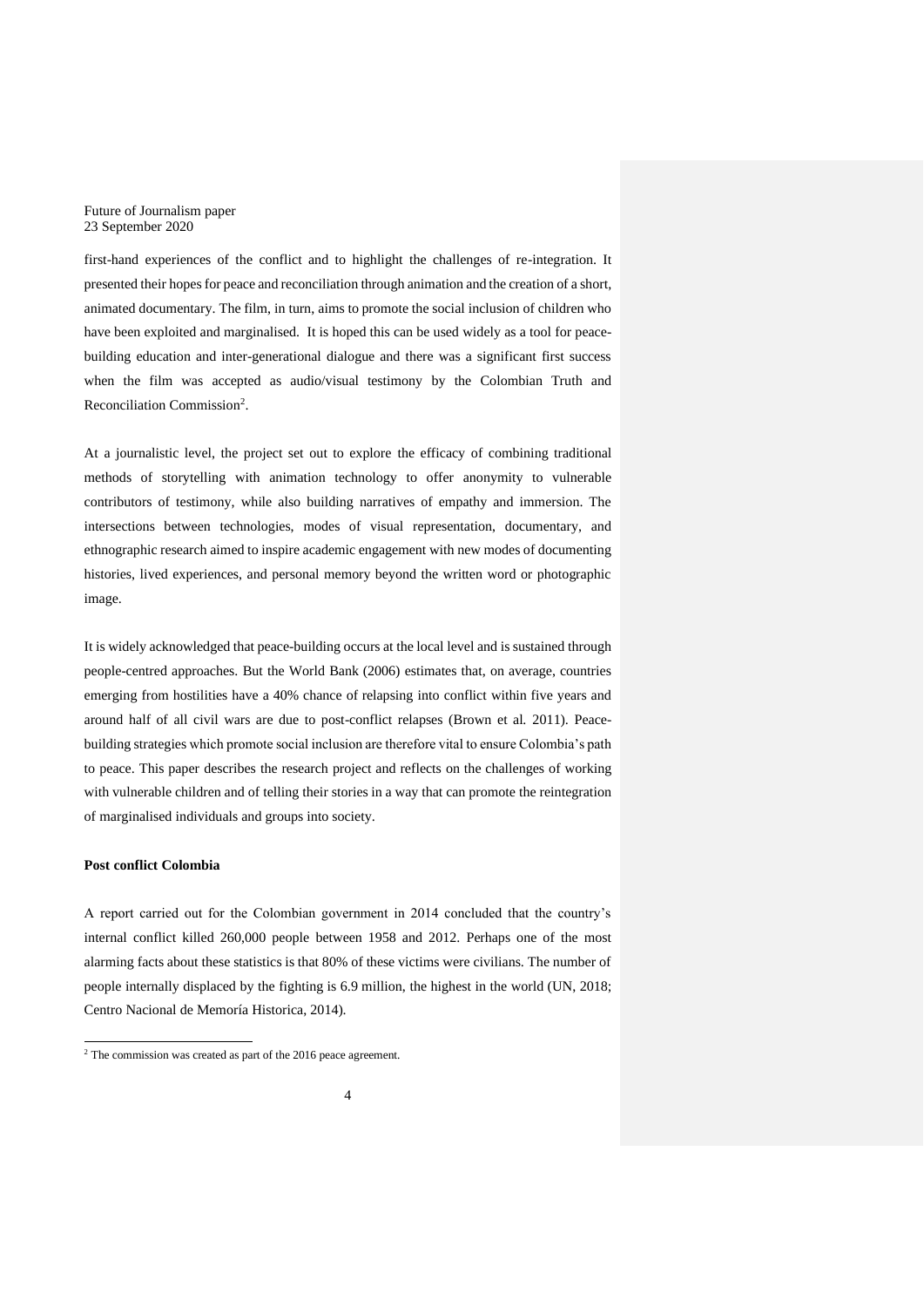first-hand experiences of the conflict and to highlight the challenges of re-integration. It presented their hopes for peace and reconciliation through animation and the creation of a short, animated documentary. The film, in turn, aims to promote the social inclusion of children who have been exploited and marginalised. It is hoped this can be used widely as a tool for peace-building education and inter-generational dialogue and there was a significant first success when the film was accepted as audio/visual testimony by the Colombian Truth and Reconciliation Commission[2].

At a journalistic level, the project set out to explore the efficacy of combining traditional methods of storytelling with animation technology to offer anonymity to vulnerable contributors of testimony, while also building narratives of empathy and immersion. The intersections between technologies, modes of visual representation, documentary, and ethnographic research aimed to inspire academic engagement with new modes of documenting histories, lived experiences, and personal memory beyond the written word or photographic image.

It is widely acknowledged that peace-building occurs at the local level and is sustained through people-centred approaches. But the World Bank (2006) estimates that, on average, countries emerging from hostilities have a 40% chance of relapsing into conflict within five years and around half of all civil wars are due to post-conflict relapses (Brown et al. 2011). Peace-building strategies which promote social inclusion are therefore vital to ensure Colombia's path to peace. This paper describes the research project and reflects on the challenges of working with vulnerable children and of telling their stories in a way that can promote the reintegration of marginalised individuals and groups into society.

**Post conflict Colombia**

A report carried out for the Colombian government in 2014 concluded that the country's internal conflict killed 260,000 people between 1958 and 2012. Perhaps one of the most alarming facts about these statistics is that 80% of these victims were civilians. The number of people internally displaced by the fighting is 6.9 million, the highest in the world (UN, 2018; Centro Nacional de Memoría Historica, 2014).

[2] The commission was created as part of the 2016 peace agreement.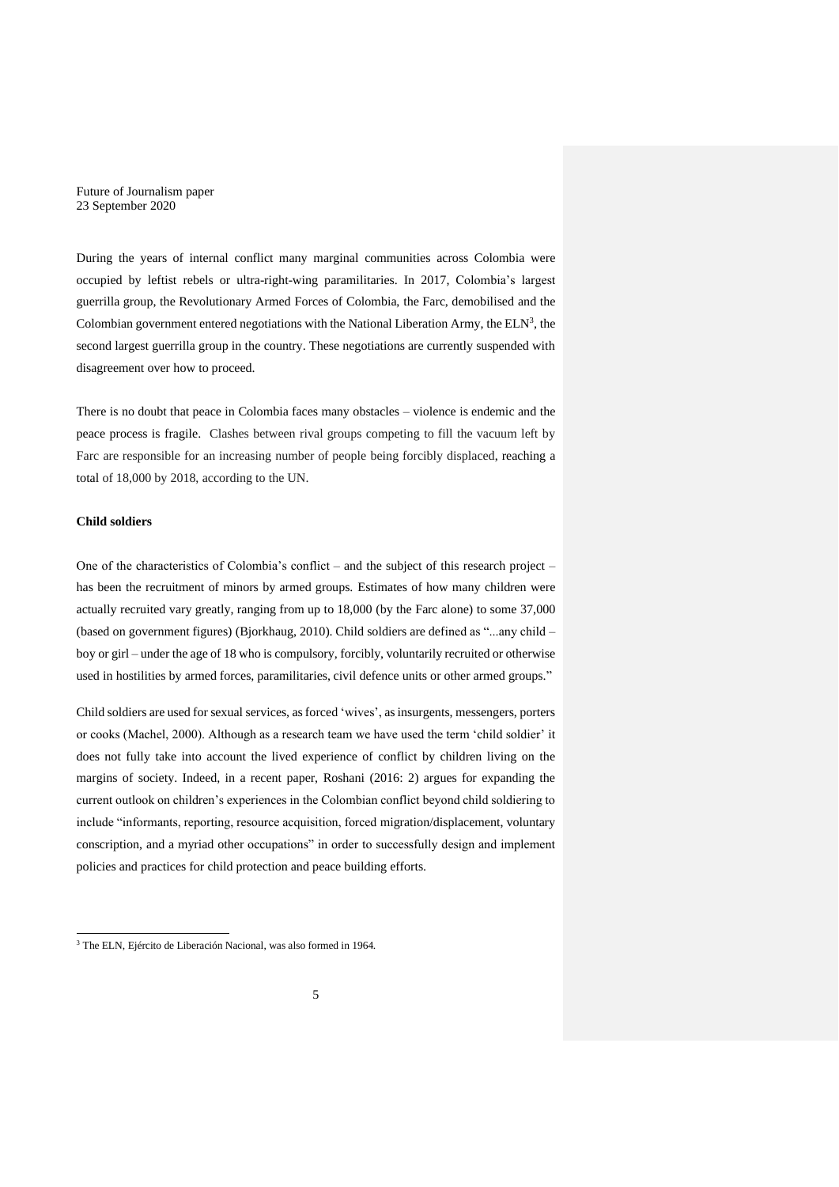During the years of internal conflict many marginal communities across Colombia were occupied by leftist rebels or ultra-right-wing paramilitaries. In 2017, Colombia's largest guerrilla group, the Revolutionary Armed Forces of Colombia, the Farc, demobilised and the Colombian government entered negotiations with the National Liberation Army, the ELN[3], the second largest guerrilla group in the country. These negotiations are currently suspended with disagreement over how to proceed.

There is no doubt that peace in Colombia faces many obstacles – violence is endemic and the peace process is fragile. Clashes between rival groups competing to fill the vacuum left by Farc are responsible for an increasing number of people being forcibly displaced, reaching a total of 18,000 by 2018, according to the UN.

**Child soldiers**

One of the characteristics of Colombia's conflict – and the subject of this research project – has been the recruitment of minors by armed groups. Estimates of how many children were actually recruited vary greatly, ranging from up to 18,000 (by the Farc alone) to some 37,000 (based on government figures) (Bjorkhaug, 2010). Child soldiers are defined as "...any child – boy or girl – under the age of 18 who is compulsory, forcibly, voluntarily recruited or otherwise used in hostilities by armed forces, paramilitaries, civil defence units or other armed groups."

Child soldiers are used for sexual services, as forced 'wives', as insurgents, messengers, porters or cooks (Machel, 2000). Although as a research team we have used the term 'child soldier' it does not fully take into account the lived experience of conflict by children living on the margins of society. Indeed, in a recent paper, Roshani (2016: 2) argues for expanding the current outlook on children's experiences in the Colombian conflict beyond child soldiering to include "informants, reporting, resource acquisition, forced migration/displacement, voluntary conscription, and a myriad other occupations" in order to successfully design and implement policies and practices for child protection and peace building efforts.

[3] The ELN, Ejército de Liberación Nacional, was also formed in 1964.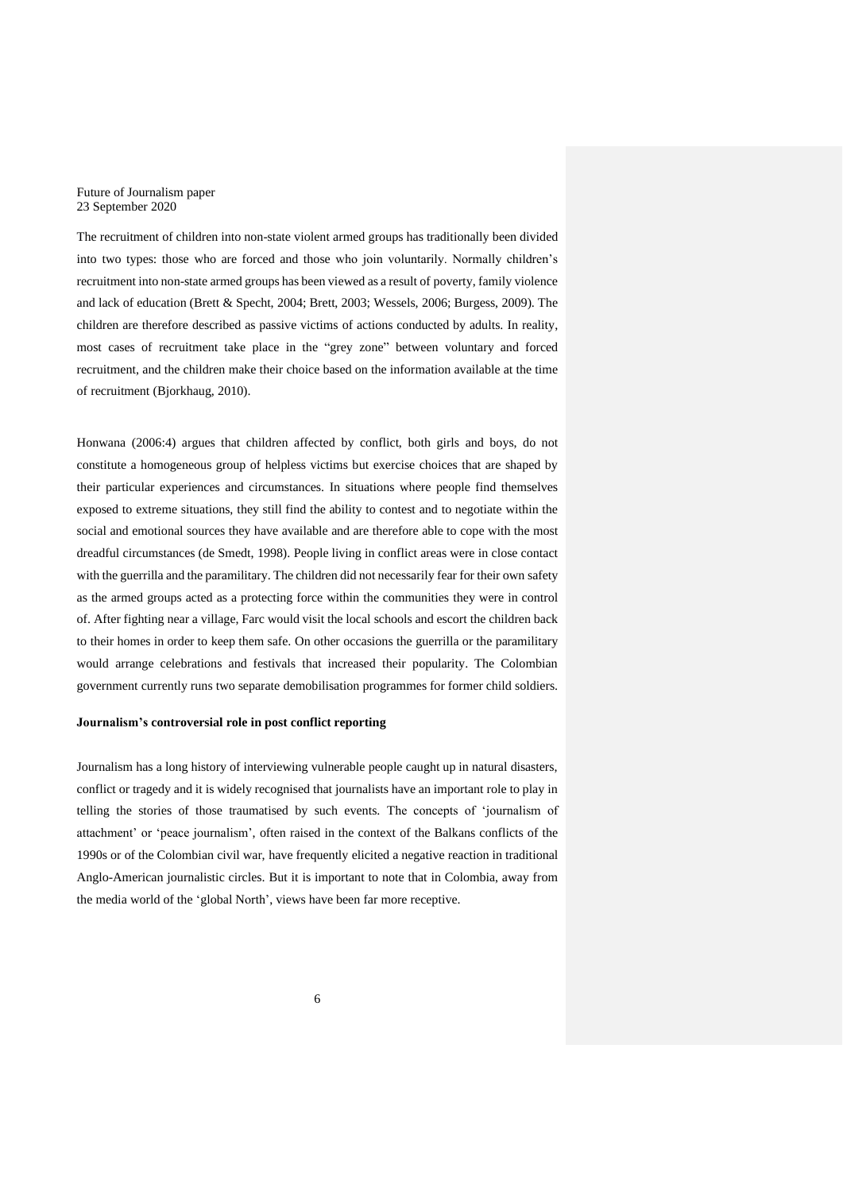The recruitment of children into non-state violent armed groups has traditionally been divided into two types: those who are forced and those who join voluntarily. Normally children's recruitment into non-state armed groups has been viewed as a result of poverty, family violence and lack of education (Brett & Specht, 2004; Brett, 2003; Wessels, 2006; Burgess, 2009). The children are therefore described as passive victims of actions conducted by adults. In reality, most cases of recruitment take place in the "grey zone" between voluntary and forced recruitment, and the children make their choice based on the information available at the time of recruitment (Bjorkhaug, 2010).

Honwana (2006:4) argues that children affected by conflict, both girls and boys, do not constitute a homogeneous group of helpless victims but exercise choices that are shaped by their particular experiences and circumstances. In situations where people find themselves exposed to extreme situations, they still find the ability to contest and to negotiate within the social and emotional sources they have available and are therefore able to cope with the most dreadful circumstances (de Smedt, 1998). People living in conflict areas were in close contact with the guerrilla and the paramilitary. The children did not necessarily fear for their own safety as the armed groups acted as a protecting force within the communities they were in control of. After fighting near a village, Farc would visit the local schools and escort the children back to their homes in order to keep them safe. On other occasions the guerrilla or the paramilitary would arrange celebrations and festivals that increased their popularity. The Colombian government currently runs two separate demobilisation programmes for former child soldiers.

**Journalism's controversial role in post conflict reporting**

Journalism has a long history of interviewing vulnerable people caught up in natural disasters, conflict or tragedy and it is widely recognised that journalists have an important role to play in telling the stories of those traumatised by such events. The concepts of 'journalism of attachment' or 'peace journalism', often raised in the context of the Balkans conflicts of the 1990s or of the Colombian civil war, have frequently elicited a negative reaction in traditional Anglo-American journalistic circles. But it is important to note that in Colombia, away from the media world of the 'global North', views have been far more receptive.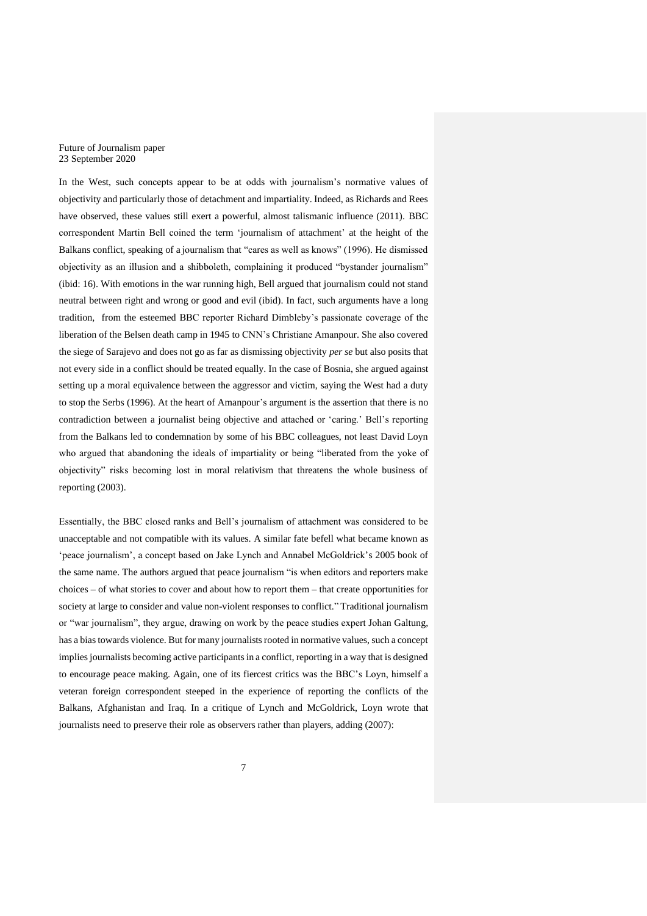In the West, such concepts appear to be at odds with journalism's normative values of objectivity and particularly those of detachment and impartiality. Indeed, as Richards and Rees have observed, these values still exert a powerful, almost talismanic influence (2011). BBC correspondent Martin Bell coined the term 'journalism of attachment' at the height of the Balkans conflict, speaking of a journalism that "cares as well as knows" (1996). He dismissed objectivity as an illusion and a shibboleth, complaining it produced "bystander journalism" (ibid: 16). With emotions in the war running high, Bell argued that journalism could not stand neutral between right and wrong or good and evil (ibid). In fact, such arguments have a long tradition, from the esteemed BBC reporter Richard Dimbleby's passionate coverage of the liberation of the Belsen death camp in 1945 to CNN's Christiane Amanpour. She also covered the siege of Sarajevo and does not go as far as dismissing objectivity *per se* but also posits that not every side in a conflict should be treated equally. In the case of Bosnia, she argued against setting up a moral equivalence between the aggressor and victim, saying the West had a duty to stop the Serbs (1996). At the heart of Amanpour's argument is the assertion that there is no contradiction between a journalist being objective and attached or 'caring.' Bell's reporting from the Balkans led to condemnation by some of his BBC colleagues, not least David Loyn who argued that abandoning the ideals of impartiality or being "liberated from the yoke of objectivity" risks becoming lost in moral relativism that threatens the whole business of reporting (2003).

Essentially, the BBC closed ranks and Bell's journalism of attachment was considered to be unacceptable and not compatible with its values. A similar fate befell what became known as 'peace journalism', a concept based on Jake Lynch and Annabel McGoldrick's 2005 book of the same name. The authors argued that peace journalism "is when editors and reporters make choices – of what stories to cover and about how to report them – that create opportunities for society at large to consider and value non-violent responses to conflict." Traditional journalism or "war journalism", they argue, drawing on work by the peace studies expert Johan Galtung, has a bias towards violence. But for many journalists rooted in normative values, such a concept implies journalists becoming active participants in a conflict, reporting in a way that is designed to encourage peace making. Again, one of its fiercest critics was the BBC's Loyn, himself a veteran foreign correspondent steeped in the experience of reporting the conflicts of the Balkans, Afghanistan and Iraq. In a critique of Lynch and McGoldrick, Loyn wrote that journalists need to preserve their role as observers rather than players, adding (2007):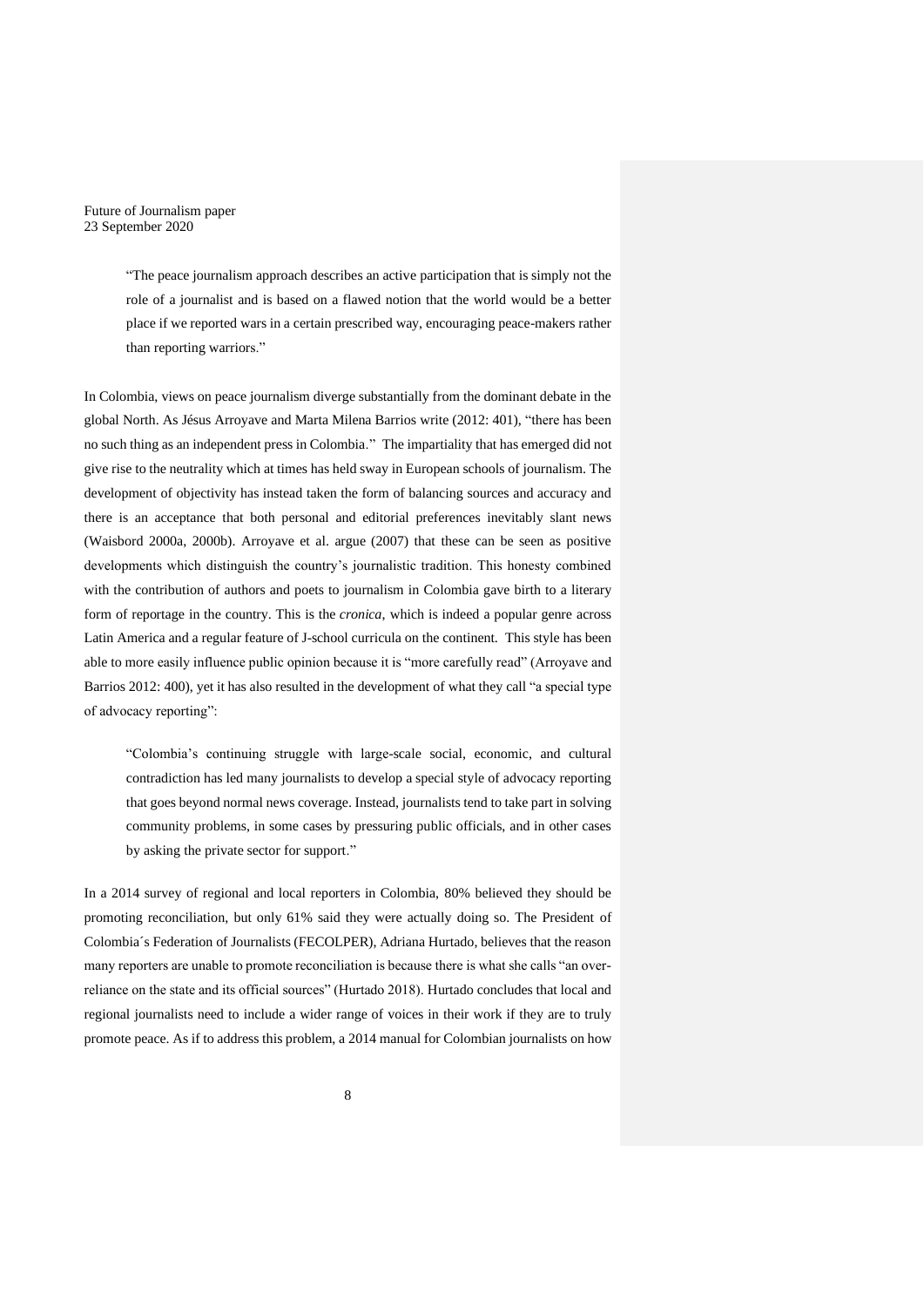> "The peace journalism approach describes an active participation that is simply not the role of a journalist and is based on a flawed notion that the world would be a better place if we reported wars in a certain prescribed way, encouraging peace-makers rather than reporting warriors."

In Colombia, views on peace journalism diverge substantially from the dominant debate in the global North. As Jésus Arroyave and Marta Milena Barrios write (2012: 401), "there has been no such thing as an independent press in Colombia." The impartiality that has emerged did not give rise to the neutrality which at times has held sway in European schools of journalism. The development of objectivity has instead taken the form of balancing sources and accuracy and there is an acceptance that both personal and editorial preferences inevitably slant news (Waisbord 2000a, 2000b). Arroyave et al. argue (2007) that these can be seen as positive developments which distinguish the country's journalistic tradition. This honesty combined with the contribution of authors and poets to journalism in Colombia gave birth to a literary form of reportage in the country. This is the *cronica*, which is indeed a popular genre across Latin America and a regular feature of J-school curricula on the continent. This style has been able to more easily influence public opinion because it is "more carefully read" (Arroyave and Barrios 2012: 400), yet it has also resulted in the development of what they call "a special type of advocacy reporting":

> "Colombia's continuing struggle with large-scale social, economic, and cultural contradiction has led many journalists to develop a special style of advocacy reporting that goes beyond normal news coverage. Instead, journalists tend to take part in solving community problems, in some cases by pressuring public officials, and in other cases by asking the private sector for support."

In a 2014 survey of regional and local reporters in Colombia, 80% believed they should be promoting reconciliation, but only 61% said they were actually doing so. The President of Colombia´s Federation of Journalists (FECOLPER), Adriana Hurtado, believes that the reason many reporters are unable to promote reconciliation is because there is what she calls "an over-reliance on the state and its official sources" (Hurtado 2018). Hurtado concludes that local and regional journalists need to include a wider range of voices in their work if they are to truly promote peace. As if to address this problem, a 2014 manual for Colombian journalists on how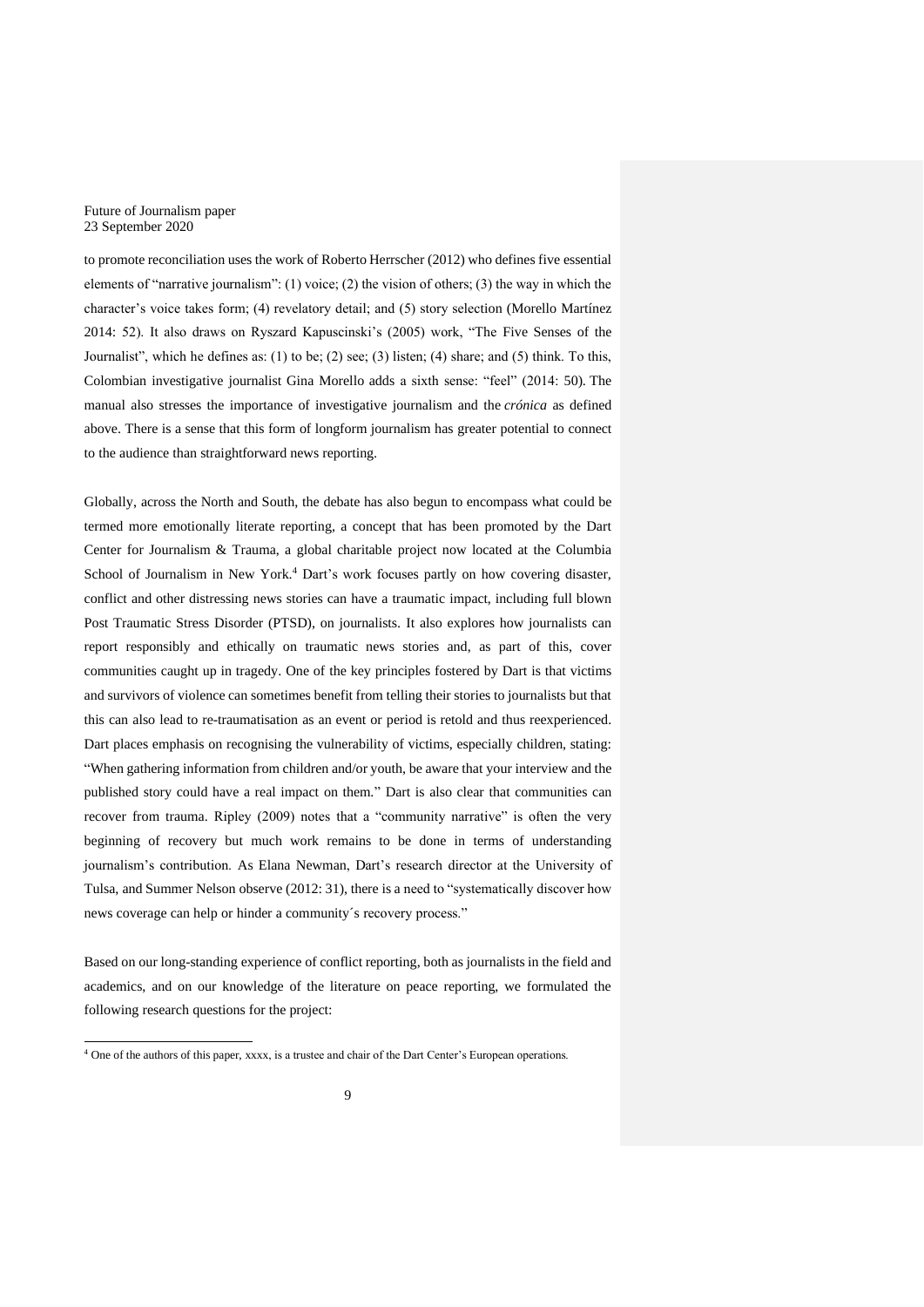to promote reconciliation uses the work of Roberto Herrscher (2012) who defines five essential elements of "narrative journalism": (1) voice; (2) the vision of others; (3) the way in which the character's voice takes form; (4) revelatory detail; and (5) story selection (Morello Martínez 2014: 52). It also draws on Ryszard Kapuscinski's (2005) work, "The Five Senses of the Journalist", which he defines as: (1) to be; (2) see; (3) listen; (4) share; and (5) think. To this, Colombian investigative journalist Gina Morello adds a sixth sense: "feel" (2014: 50). The manual also stresses the importance of investigative journalism and the *crónica* as defined above. There is a sense that this form of longform journalism has greater potential to connect to the audience than straightforward news reporting.

Globally, across the North and South, the debate has also begun to encompass what could be termed more emotionally literate reporting, a concept that has been promoted by the Dart Center for Journalism & Trauma, a global charitable project now located at the Columbia School of Journalism in New York.[4] Dart's work focuses partly on how covering disaster, conflict and other distressing news stories can have a traumatic impact, including full blown Post Traumatic Stress Disorder (PTSD), on journalists. It also explores how journalists can report responsibly and ethically on traumatic news stories and, as part of this, cover communities caught up in tragedy. One of the key principles fostered by Dart is that victims and survivors of violence can sometimes benefit from telling their stories to journalists but that this can also lead to re-traumatisation as an event or period is retold and thus reexperienced. Dart places emphasis on recognising the vulnerability of victims, especially children, stating: "When gathering information from children and/or youth, be aware that your interview and the published story could have a real impact on them." Dart is also clear that communities can recover from trauma. Ripley (2009) notes that a "community narrative" is often the very beginning of recovery but much work remains to be done in terms of understanding journalism's contribution. As Elana Newman, Dart's research director at the University of Tulsa, and Summer Nelson observe (2012: 31), there is a need to "systematically discover how news coverage can help or hinder a community´s recovery process."

Based on our long-standing experience of conflict reporting, both as journalists in the field and academics, and on our knowledge of the literature on peace reporting, we formulated the following research questions for the project:

[4] One of the authors of this paper, xxxx, is a trustee and chair of the Dart Center's European operations.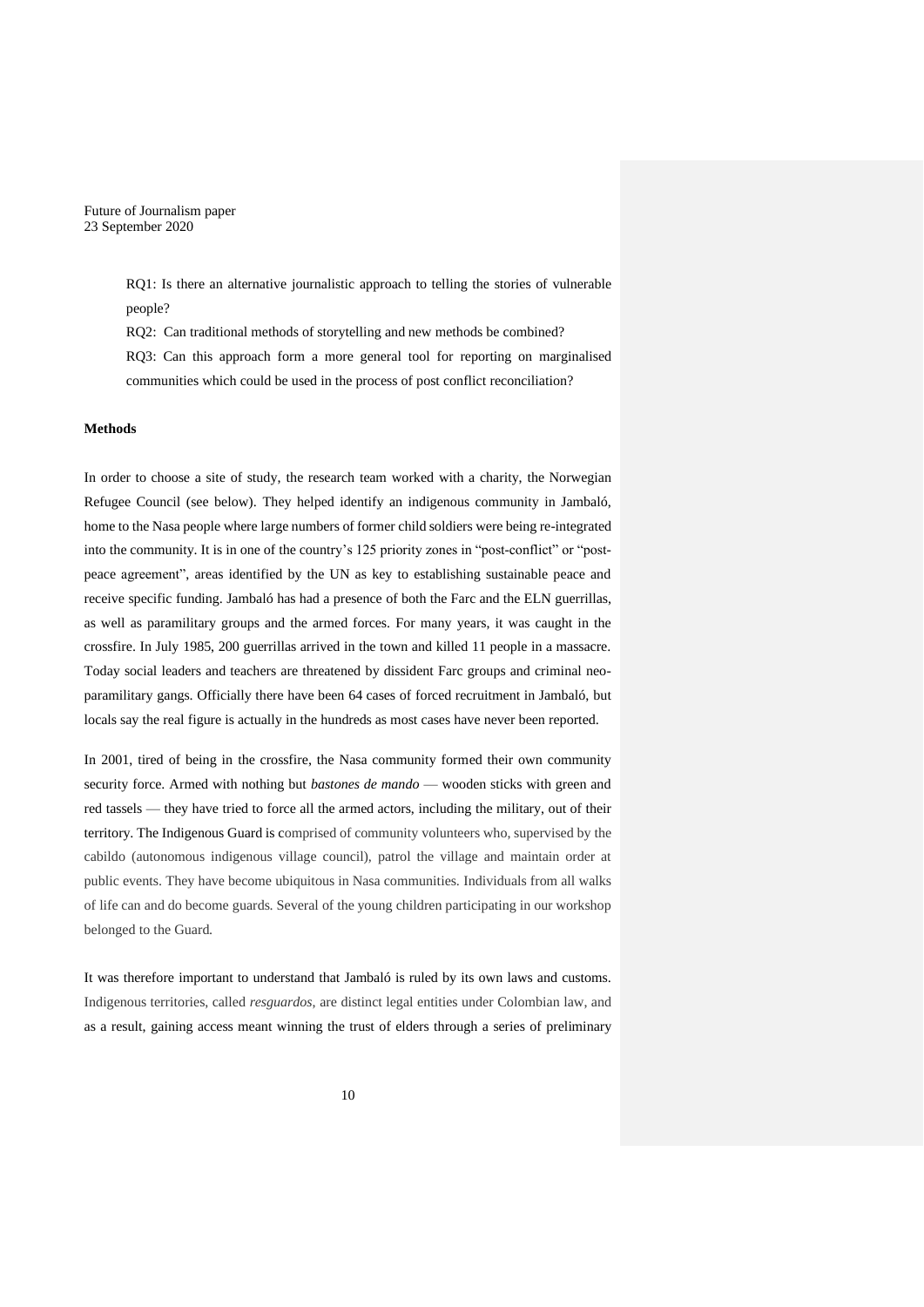RQ1: Is there an alternative journalistic approach to telling the stories of vulnerable people?

RQ2: Can traditional methods of storytelling and new methods be combined?

RQ3: Can this approach form a more general tool for reporting on marginalised communities which could be used in the process of post conflict reconciliation?

**Methods**

In order to choose a site of study, the research team worked with a charity, the Norwegian Refugee Council (see below). They helped identify an indigenous community in Jambaló, home to the Nasa people where large numbers of former child soldiers were being re-integrated into the community. It is in one of the country's 125 priority zones in "post-conflict" or "post-peace agreement", areas identified by the UN as key to establishing sustainable peace and receive specific funding. Jambaló has had a presence of both the Farc and the ELN guerrillas, as well as paramilitary groups and the armed forces. For many years, it was caught in the crossfire. In July 1985, 200 guerrillas arrived in the town and killed 11 people in a massacre. Today social leaders and teachers are threatened by dissident Farc groups and criminal neo-paramilitary gangs. Officially there have been 64 cases of forced recruitment in Jambaló, but locals say the real figure is actually in the hundreds as most cases have never been reported.

In 2001, tired of being in the crossfire, the Nasa community formed their own community security force. Armed with nothing but *bastones de mando* — wooden sticks with green and red tassels — they have tried to force all the armed actors, including the military, out of their territory. The Indigenous Guard is comprised of community volunteers who, supervised by the cabildo (autonomous indigenous village council), patrol the village and maintain order at public events. They have become ubiquitous in Nasa communities. Individuals from all walks of life can and do become guards. Several of the young children participating in our workshop belonged to the Guard.

It was therefore important to understand that Jambaló is ruled by its own laws and customs. Indigenous territories, called *resguardos*, are distinct legal entities under Colombian law, and as a result, gaining access meant winning the trust of elders through a series of preliminary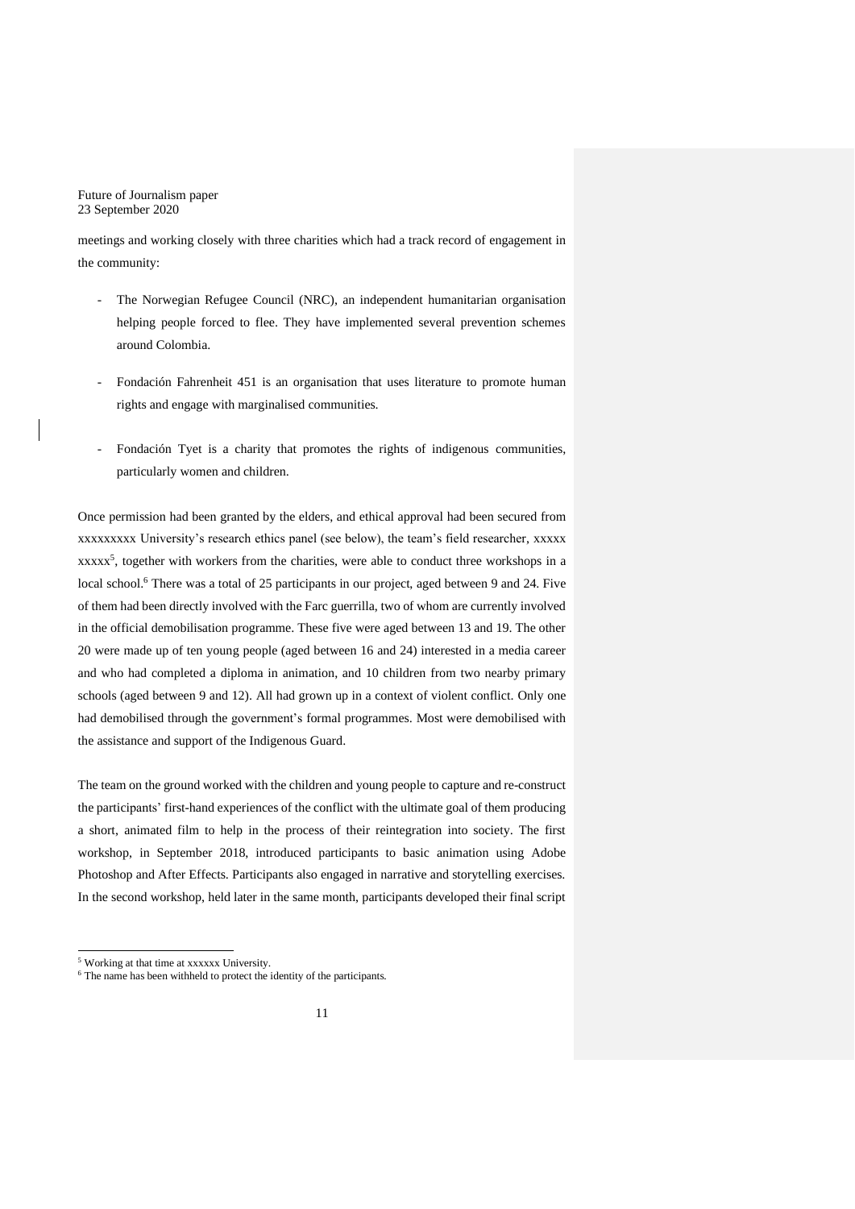meetings and working closely with three charities which had a track record of engagement in the community:

- The Norwegian Refugee Council (NRC), an independent humanitarian organisation helping people forced to flee. They have implemented several prevention schemes around Colombia.

- Fondación Fahrenheit 451 is an organisation that uses literature to promote human rights and engage with marginalised communities.

- Fondación Tyet is a charity that promotes the rights of indigenous communities, particularly women and children.

Once permission had been granted by the elders, and ethical approval had been secured from xxxxxxxxx University's research ethics panel (see below), the team's field researcher, xxxxx xxxxx[5], together with workers from the charities, were able to conduct three workshops in a local school.[6] There was a total of 25 participants in our project, aged between 9 and 24. Five of them had been directly involved with the Farc guerrilla, two of whom are currently involved in the official demobilisation programme. These five were aged between 13 and 19. The other 20 were made up of ten young people (aged between 16 and 24) interested in a media career and who had completed a diploma in animation, and 10 children from two nearby primary schools (aged between 9 and 12). All had grown up in a context of violent conflict. Only one had demobilised through the government's formal programmes. Most were demobilised with the assistance and support of the Indigenous Guard.

The team on the ground worked with the children and young people to capture and re-construct the participants' first-hand experiences of the conflict with the ultimate goal of them producing a short, animated film to help in the process of their reintegration into society. The first workshop, in September 2018, introduced participants to basic animation using Adobe Photoshop and After Effects. Participants also engaged in narrative and storytelling exercises. In the second workshop, held later in the same month, participants developed their final script

[5] Working at that time at xxxxxx University.

[6] The name has been withheld to protect the identity of the participants.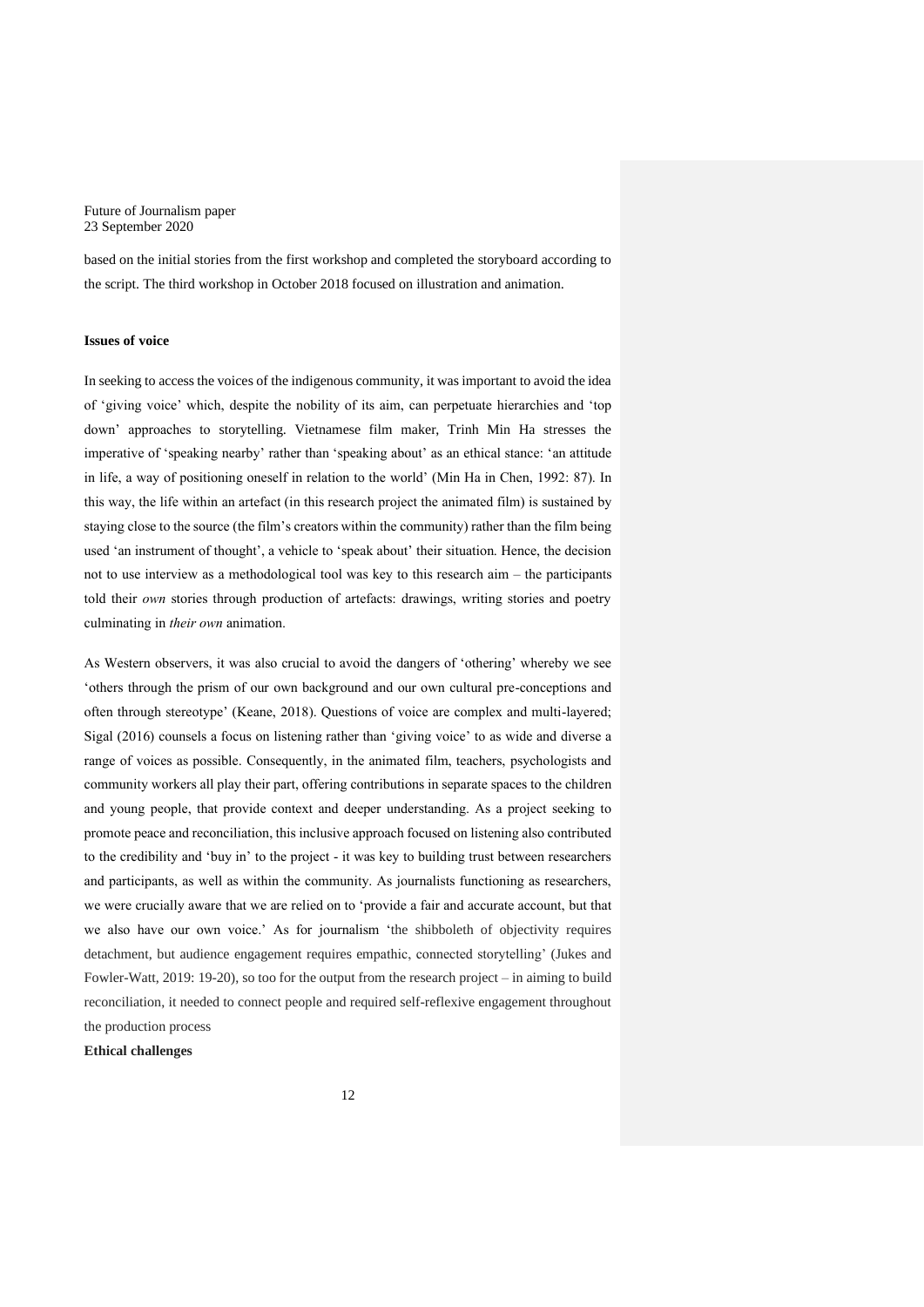based on the initial stories from the first workshop and completed the storyboard according to the script. The third workshop in October 2018 focused on illustration and animation.

**Issues of voice**

In seeking to access the voices of the indigenous community, it was important to avoid the idea of 'giving voice' which, despite the nobility of its aim, can perpetuate hierarchies and 'top down' approaches to storytelling. Vietnamese film maker, Trinh Min Ha stresses the imperative of 'speaking nearby' rather than 'speaking about' as an ethical stance: 'an attitude in life, a way of positioning oneself in relation to the world' (Min Ha in Chen, 1992: 87). In this way, the life within an artefact (in this research project the animated film) is sustained by staying close to the source (the film's creators within the community) rather than the film being used 'an instrument of thought', a vehicle to 'speak about' their situation. Hence, the decision not to use interview as a methodological tool was key to this research aim – the participants told their *own* stories through production of artefacts: drawings, writing stories and poetry culminating in *their own* animation.

As Western observers, it was also crucial to avoid the dangers of 'othering' whereby we see 'others through the prism of our own background and our own cultural pre-conceptions and often through stereotype' (Keane, 2018). Questions of voice are complex and multi-layered; Sigal (2016) counsels a focus on listening rather than 'giving voice' to as wide and diverse a range of voices as possible. Consequently, in the animated film, teachers, psychologists and community workers all play their part, offering contributions in separate spaces to the children and young people, that provide context and deeper understanding. As a project seeking to promote peace and reconciliation, this inclusive approach focused on listening also contributed to the credibility and 'buy in' to the project - it was key to building trust between researchers and participants, as well as within the community. As journalists functioning as researchers, we were crucially aware that we are relied on to 'provide a fair and accurate account, but that we also have our own voice.' As for journalism 'the shibboleth of objectivity requires detachment, but audience engagement requires empathic, connected storytelling' (Jukes and Fowler-Watt, 2019: 19-20), so too for the output from the research project – in aiming to build reconciliation, it needed to connect people and required self-reflexive engagement throughout the production process

**Ethical challenges**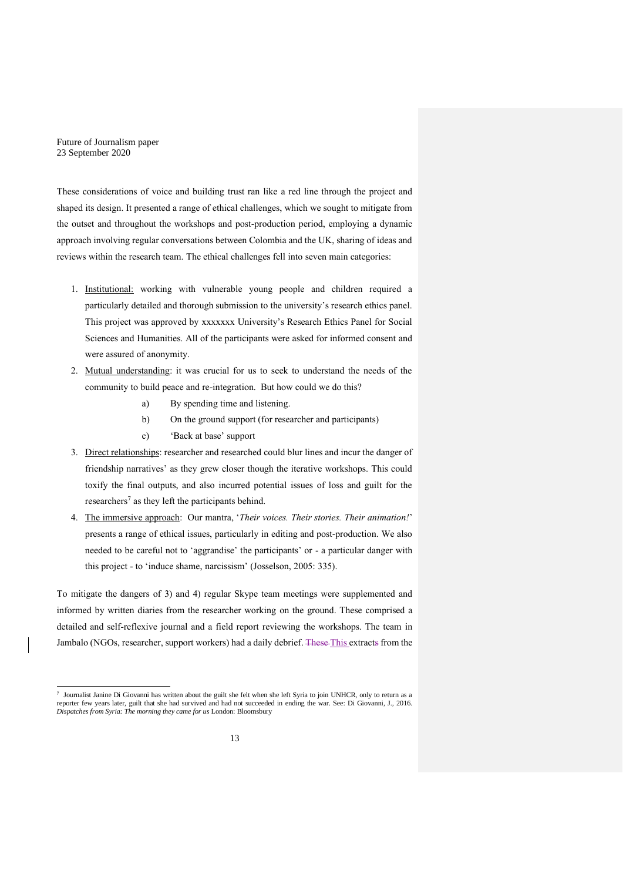These considerations of voice and building trust ran like a red line through the project and shaped its design. It presented a range of ethical challenges, which we sought to mitigate from the outset and throughout the workshops and post-production period, employing a dynamic approach involving regular conversations between Colombia and the UK, sharing of ideas and reviews within the research team. The ethical challenges fell into seven main categories:

1. Institutional: working with vulnerable young people and children required a particularly detailed and thorough submission to the university's research ethics panel. This project was approved by xxxxxxx University's Research Ethics Panel for Social Sciences and Humanities. All of the participants were asked for informed consent and were assured of anonymity.
2. Mutual understanding: it was crucial for us to seek to understand the needs of the community to build peace and re-integration. But how could we do this?
    a) By spending time and listening.
    b) On the ground support (for researcher and participants)
    c) 'Back at base' support
3. Direct relationships: researcher and researched could blur lines and incur the danger of friendship narratives' as they grew closer though the iterative workshops. This could toxify the final outputs, and also incurred potential issues of loss and guilt for the researchers[7] as they left the participants behind.
4. The immersive approach: Our mantra, '*Their voices. Their stories. Their animation!*' presents a range of ethical issues, particularly in editing and post-production. We also needed to be careful not to 'aggrandise' the participants' or - a particular danger with this project - to 'induce shame, narcissism' (Josselson, 2005: 335).

To mitigate the dangers of 3) and 4) regular Skype team meetings were supplemented and informed by written diaries from the researcher working on the ground. These comprised a detailed and self-reflexive journal and a field report reviewing the workshops. The team in Jambalo (NGOs, researcher, support workers) had a daily debrief. ~~These~~ This extract~~s~~ from the

[7] Journalist Janine Di Giovanni has written about the guilt she felt when she left Syria to join UNHCR, only to return as a reporter few years later, guilt that she had survived and had not succeeded in ending the war. See: Di Giovanni, J., 2016. *Dispatches from Syria: The morning they came for us* London: Bloomsbury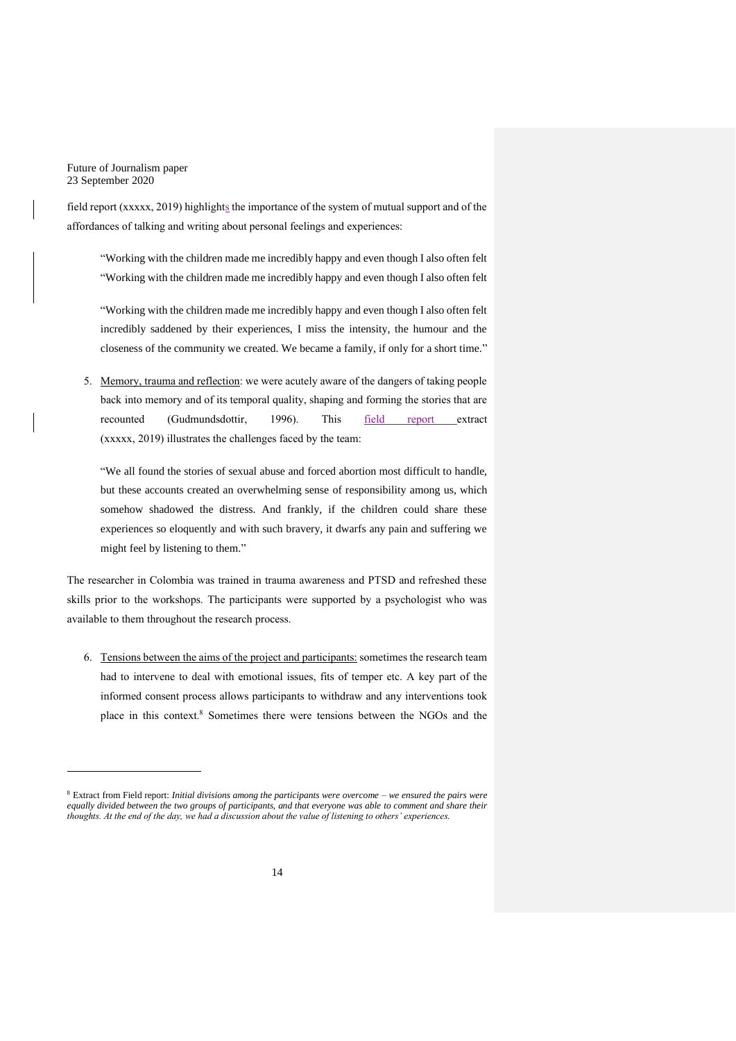field report (xxxxx, 2019) highlights the importance of the system of mutual support and of the affordances of talking and writing about personal feelings and experiences:

> "Working with the children made me incredibly happy and even though I also often felt
> "Working with the children made me incredibly happy and even though I also often felt

> "Working with the children made me incredibly happy and even though I also often felt incredibly saddened by their experiences, I miss the intensity, the humour and the closeness of the community we created. We became a family, if only for a short time."

5. Memory, trauma and reflection: we were acutely aware of the dangers of taking people back into memory and of its temporal quality, shaping and forming the stories that are recounted (Gudmundsdottir, 1996). This field report extract (xxxxx, 2019) illustrates the challenges faced by the team:

> "We all found the stories of sexual abuse and forced abortion most difficult to handle, but these accounts created an overwhelming sense of responsibility among us, which somehow shadowed the distress. And frankly, if the children could share these experiences so eloquently and with such bravery, it dwarfs any pain and suffering we might feel by listening to them."

The researcher in Colombia was trained in trauma awareness and PTSD and refreshed these skills prior to the workshops. The participants were supported by a psychologist who was available to them throughout the research process.

6. Tensions between the aims of the project and participants: sometimes the research team had to intervene to deal with emotional issues, fits of temper etc. A key part of the informed consent process allows participants to withdraw and any interventions took place in this context.[8] Sometimes there were tensions between the NGOs and the

---

[8] Extract from Field report: *Initial divisions among the participants were overcome – we ensured the pairs were equally divided between the two groups of participants, and that everyone was able to comment and share their thoughts. At the end of the day, we had a discussion about the value of listening to others' experiences.*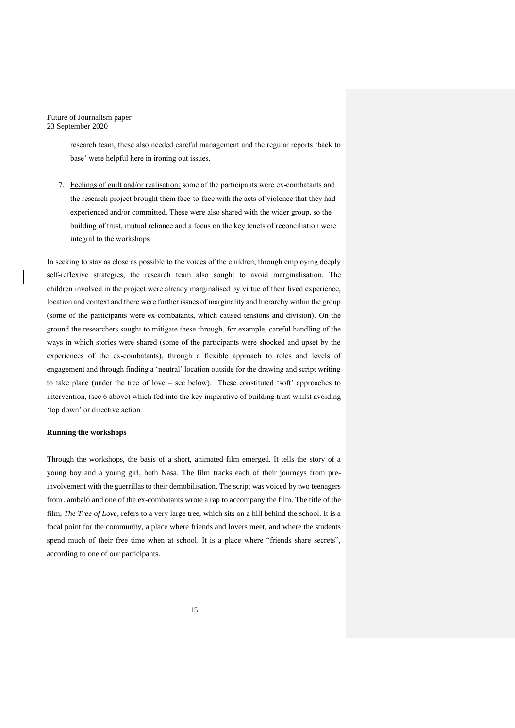research team, these also needed careful management and the regular reports 'back to base' were helpful here in ironing out issues.

7. Feelings of guilt and/or realisation: some of the participants were ex-combatants and the research project brought them face-to-face with the acts of violence that they had experienced and/or committed. These were also shared with the wider group, so the building of trust, mutual reliance and a focus on the key tenets of reconciliation were integral to the workshops

In seeking to stay as close as possible to the voices of the children, through employing deeply self-reflexive strategies, the research team also sought to avoid marginalisation. The children involved in the project were already marginalised by virtue of their lived experience, location and context and there were further issues of marginality and hierarchy within the group (some of the participants were ex-combatants, which caused tensions and division). On the ground the researchers sought to mitigate these through, for example, careful handling of the ways in which stories were shared (some of the participants were shocked and upset by the experiences of the ex-combatants), through a flexible approach to roles and levels of engagement and through finding a 'neutral' location outside for the drawing and script writing to take place (under the tree of love – see below). These constituted 'soft' approaches to intervention, (see 6 above) which fed into the key imperative of building trust whilst avoiding 'top down' or directive action.

**Running the workshops**

Through the workshops, the basis of a short, animated film emerged. It tells the story of a young boy and a young girl, both Nasa. The film tracks each of their journeys from pre-involvement with the guerrillas to their demobilisation. The script was voiced by two teenagers from Jambaló and one of the ex-combatants wrote a rap to accompany the film. The title of the film, *The Tree of Love*, refers to a very large tree, which sits on a hill behind the school. It is a focal point for the community, a place where friends and lovers meet, and where the students spend much of their free time when at school. It is a place where "friends share secrets", according to one of our participants.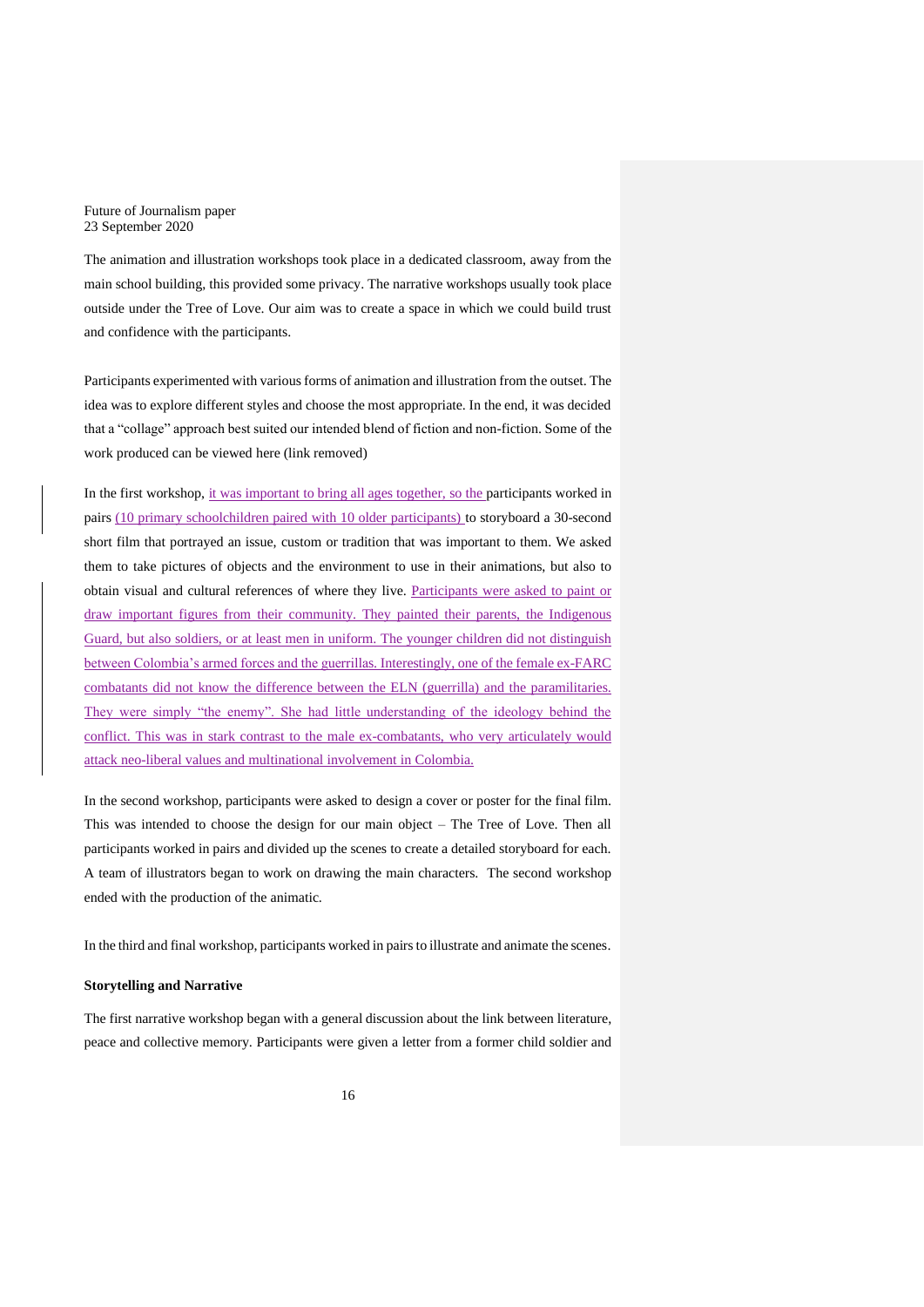The animation and illustration workshops took place in a dedicated classroom, away from the main school building, this provided some privacy. The narrative workshops usually took place outside under the Tree of Love. Our aim was to create a space in which we could build trust and confidence with the participants.

Participants experimented with various forms of animation and illustration from the outset. The idea was to explore different styles and choose the most appropriate. In the end, it was decided that a "collage" approach best suited our intended blend of fiction and non-fiction. Some of the work produced can be viewed here (link removed)

In the first workshop, it was important to bring all ages together, so the participants worked in pairs (10 primary schoolchildren paired with 10 older participants) to storyboard a 30-second short film that portrayed an issue, custom or tradition that was important to them. We asked them to take pictures of objects and the environment to use in their animations, but also to obtain visual and cultural references of where they live. Participants were asked to paint or draw important figures from their community. They painted their parents, the Indigenous Guard, but also soldiers, or at least men in uniform. The younger children did not distinguish between Colombia's armed forces and the guerrillas. Interestingly, one of the female ex-FARC combatants did not know the difference between the ELN (guerrilla) and the paramilitaries. They were simply "the enemy". She had little understanding of the ideology behind the conflict. This was in stark contrast to the male ex-combatants, who very articulately would attack neo-liberal values and multinational involvement in Colombia.

In the second workshop, participants were asked to design a cover or poster for the final film. This was intended to choose the design for our main object – The Tree of Love. Then all participants worked in pairs and divided up the scenes to create a detailed storyboard for each. A team of illustrators began to work on drawing the main characters. The second workshop ended with the production of the animatic.

In the third and final workshop, participants worked in pairs to illustrate and animate the scenes.

**Storytelling and Narrative**

The first narrative workshop began with a general discussion about the link between literature, peace and collective memory. Participants were given a letter from a former child soldier and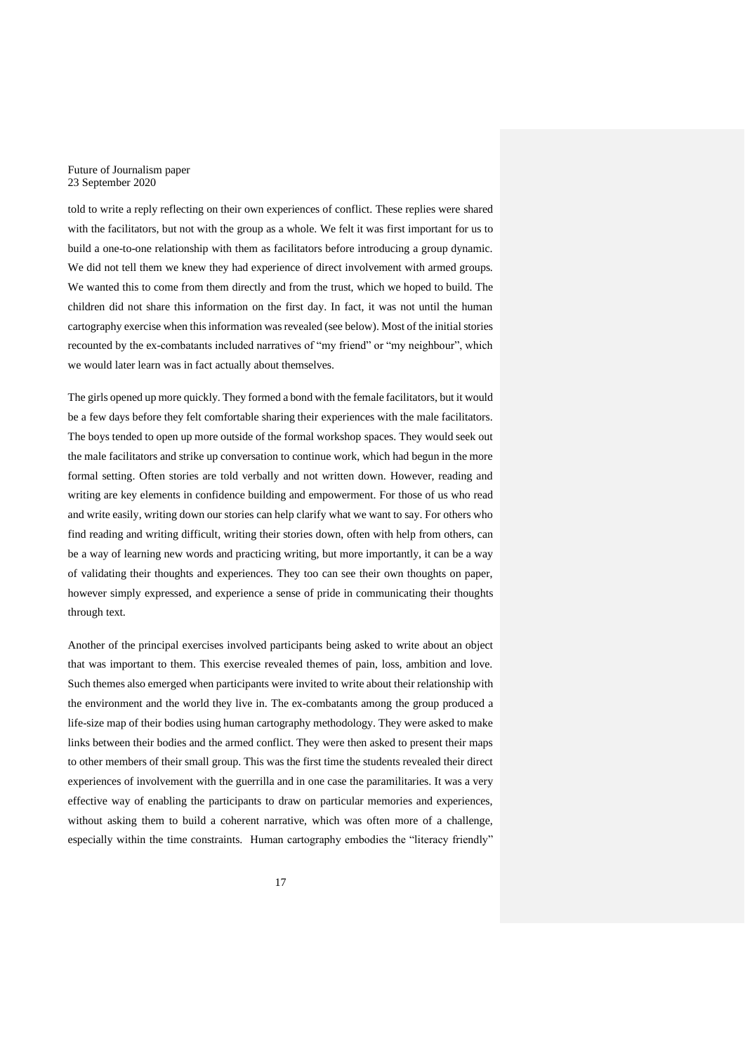told to write a reply reflecting on their own experiences of conflict. These replies were shared with the facilitators, but not with the group as a whole. We felt it was first important for us to build a one-to-one relationship with them as facilitators before introducing a group dynamic. We did not tell them we knew they had experience of direct involvement with armed groups. We wanted this to come from them directly and from the trust, which we hoped to build. The children did not share this information on the first day. In fact, it was not until the human cartography exercise when this information was revealed (see below). Most of the initial stories recounted by the ex-combatants included narratives of "my friend" or "my neighbour", which we would later learn was in fact actually about themselves.

The girls opened up more quickly. They formed a bond with the female facilitators, but it would be a few days before they felt comfortable sharing their experiences with the male facilitators. The boys tended to open up more outside of the formal workshop spaces. They would seek out the male facilitators and strike up conversation to continue work, which had begun in the more formal setting. Often stories are told verbally and not written down. However, reading and writing are key elements in confidence building and empowerment. For those of us who read and write easily, writing down our stories can help clarify what we want to say. For others who find reading and writing difficult, writing their stories down, often with help from others, can be a way of learning new words and practicing writing, but more importantly, it can be a way of validating their thoughts and experiences. They too can see their own thoughts on paper, however simply expressed, and experience a sense of pride in communicating their thoughts through text.

Another of the principal exercises involved participants being asked to write about an object that was important to them. This exercise revealed themes of pain, loss, ambition and love. Such themes also emerged when participants were invited to write about their relationship with the environment and the world they live in. The ex-combatants among the group produced a life-size map of their bodies using human cartography methodology. They were asked to make links between their bodies and the armed conflict. They were then asked to present their maps to other members of their small group. This was the first time the students revealed their direct experiences of involvement with the guerrilla and in one case the paramilitaries. It was a very effective way of enabling the participants to draw on particular memories and experiences, without asking them to build a coherent narrative, which was often more of a challenge, especially within the time constraints. Human cartography embodies the "literacy friendly"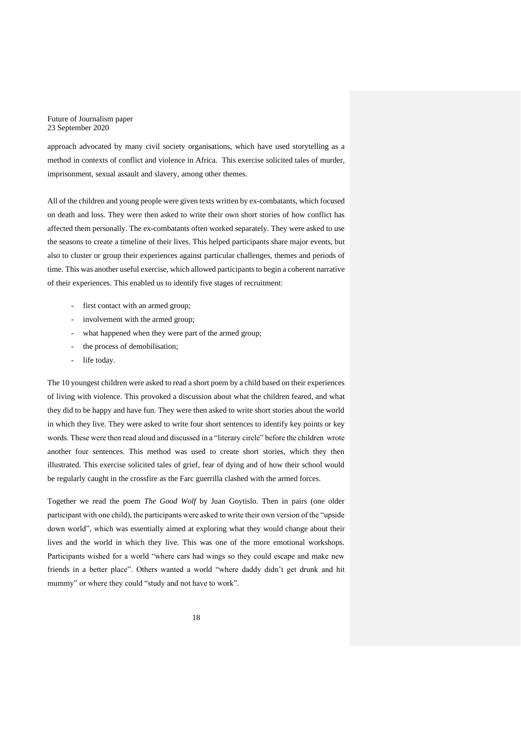approach advocated by many civil society organisations, which have used storytelling as a method in contexts of conflict and violence in Africa. This exercise solicited tales of murder, imprisonment, sexual assault and slavery, among other themes.

All of the children and young people were given texts written by ex-combatants, which focused on death and loss. They were then asked to write their own short stories of how conflict has affected them personally. The ex-combatants often worked separately. They were asked to use the seasons to create a timeline of their lives. This helped participants share major events, but also to cluster or group their experiences against particular challenges, themes and periods of time. This was another useful exercise, which allowed participants to begin a coherent narrative of their experiences. This enabled us to identify five stages of recruitment:

- first contact with an armed group;
- involvement with the armed group;
- what happened when they were part of the armed group;
- the process of demobilisation;
- life today.

The 10 youngest children were asked to read a short poem by a child based on their experiences of living with violence. This provoked a discussion about what the children feared, and what they did to be happy and have fun. They were then asked to write short stories about the world in which they live. They were asked to write four short sentences to identify key points or key words. These were then read aloud and discussed in a "literary circle" before the children wrote another four sentences. This method was used to create short stories, which they then illustrated. This exercise solicited tales of grief, fear of dying and of how their school would be regularly caught in the crossfire as the Farc guerrilla clashed with the armed forces.

Together we read the poem *The Good Wolf* by Juan Goytislo. Then in pairs (one older participant with one child), the participants were asked to write their own version of the "upside down world", which was essentially aimed at exploring what they would change about their lives and the world in which they live. This was one of the more emotional workshops. Participants wished for a world "where cars had wings so they could escape and make new friends in a better place". Others wanted a world "where daddy didn't get drunk and hit mummy" or where they could "study and not have to work".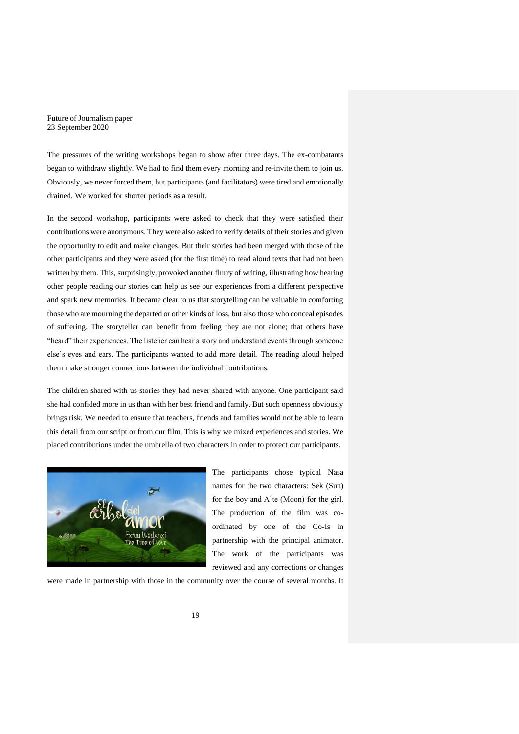The pressures of the writing workshops began to show after three days. The ex-combatants began to withdraw slightly. We had to find them every morning and re-invite them to join us. Obviously, we never forced them, but participants (and facilitators) were tired and emotionally drained. We worked for shorter periods as a result.

In the second workshop, participants were asked to check that they were satisfied their contributions were anonymous. They were also asked to verify details of their stories and given the opportunity to edit and make changes. But their stories had been merged with those of the other participants and they were asked (for the first time) to read aloud texts that had not been written by them. This, surprisingly, provoked another flurry of writing, illustrating how hearing other people reading our stories can help us see our experiences from a different perspective and spark new memories. It became clear to us that storytelling can be valuable in comforting those who are mourning the departed or other kinds of loss, but also those who conceal episodes of suffering. The storyteller can benefit from feeling they are not alone; that others have "heard" their experiences. The listener can hear a story and understand events through someone else's eyes and ears. The participants wanted to add more detail. The reading aloud helped them make stronger connections between the individual contributions.

The children shared with us stories they had never shared with anyone. One participant said she had confided more in us than with her best friend and family. But such openness obviously brings risk. We needed to ensure that teachers, friends and families would not be able to learn this detail from our script or from our film. This is why we mixed experiences and stories. We placed contributions under the umbrella of two characters in order to protect our participants.

The participants chose typical Nasa names for the two characters: Sek (Sun) for the boy and A'te (Moon) for the girl. The production of the film was co-ordinated by one of the Co-Is in partnership with the principal animator. The work of the participants was reviewed and any corrections or changes were made in partnership with those in the community over the course of several months. It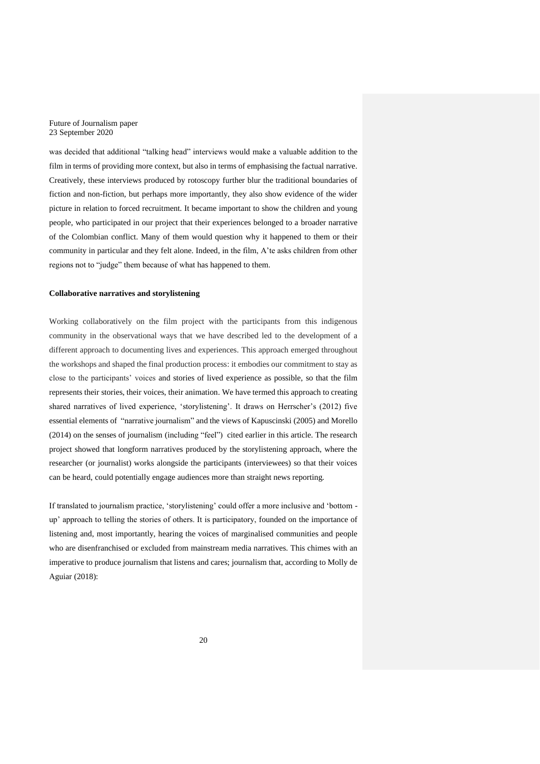was decided that additional "talking head" interviews would make a valuable addition to the film in terms of providing more context, but also in terms of emphasising the factual narrative. Creatively, these interviews produced by rotoscopy further blur the traditional boundaries of fiction and non-fiction, but perhaps more importantly, they also show evidence of the wider picture in relation to forced recruitment. It became important to show the children and young people, who participated in our project that their experiences belonged to a broader narrative of the Colombian conflict. Many of them would question why it happened to them or their community in particular and they felt alone. Indeed, in the film, A'te asks children from other regions not to "judge" them because of what has happened to them.

**Collaborative narratives and storylistening**

Working collaboratively on the film project with the participants from this indigenous community in the observational ways that we have described led to the development of a different approach to documenting lives and experiences. This approach emerged throughout the workshops and shaped the final production process: it embodies our commitment to stay as close to the participants' voices and stories of lived experience as possible, so that the film represents their stories, their voices, their animation. We have termed this approach to creating shared narratives of lived experience, 'storylistening'. It draws on Herrscher's (2012) five essential elements of "narrative journalism" and the views of Kapuscinski (2005) and Morello (2014) on the senses of journalism (including "feel") cited earlier in this article. The research project showed that longform narratives produced by the storylistening approach, where the researcher (or journalist) works alongside the participants (interviewees) so that their voices can be heard, could potentially engage audiences more than straight news reporting.

If translated to journalism practice, 'storylistening' could offer a more inclusive and 'bottom - up' approach to telling the stories of others. It is participatory, founded on the importance of listening and, most importantly, hearing the voices of marginalised communities and people who are disenfranchised or excluded from mainstream media narratives. This chimes with an imperative to produce journalism that listens and cares; journalism that, according to Molly de Aguiar (2018):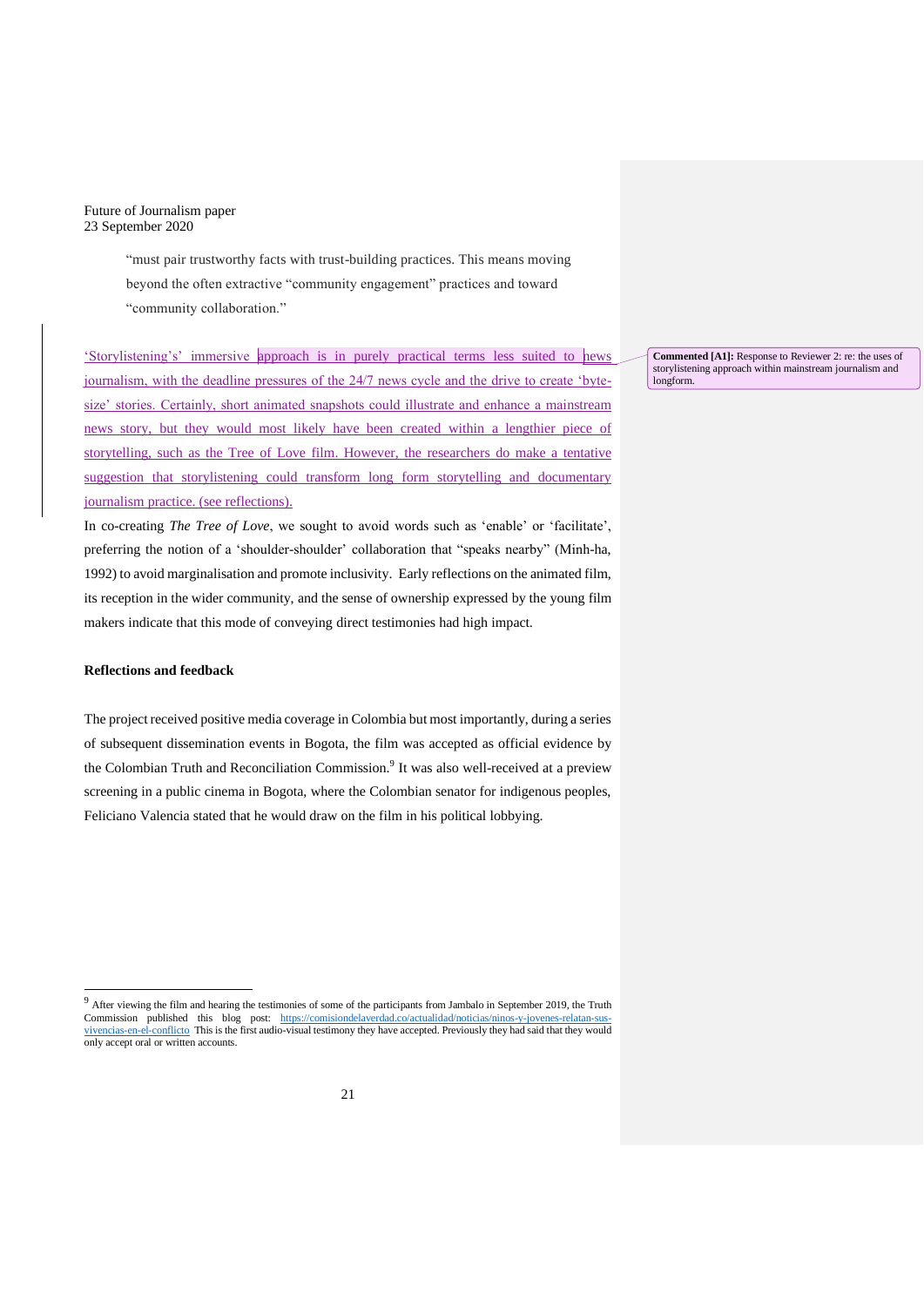"must pair trustworthy facts with trust-building practices. This means moving beyond the often extractive "community engagement" practices and toward "community collaboration."

'Storylistening's' immersive approach is in purely practical terms less suited to news journalism, with the deadline pressures of the 24/7 news cycle and the drive to create 'byte-size' stories. Certainly, short animated snapshots could illustrate and enhance a mainstream news story, but they would most likely have been created within a lengthier piece of storytelling, such as the Tree of Love film. However, the researchers do make a tentative suggestion that storylistening could transform long form storytelling and documentary journalism practice. (see reflections).

**Commented [A1]:** Response to Reviewer 2: re: the uses of storylistening approach within mainstream journalism and longform.

In co-creating *The Tree of Love*, we sought to avoid words such as 'enable' or 'facilitate', preferring the notion of a 'shoulder-shoulder' collaboration that "speaks nearby" (Minh-ha, 1992) to avoid marginalisation and promote inclusivity. Early reflections on the animated film, its reception in the wider community, and the sense of ownership expressed by the young film makers indicate that this mode of conveying direct testimonies had high impact.

### Reflections and feedback

The project received positive media coverage in Colombia but most importantly, during a series of subsequent dissemination events in Bogota, the film was accepted as official evidence by the Colombian Truth and Reconciliation Commission.[9] It was also well-received at a preview screening in a public cinema in Bogota, where the Colombian senator for indigenous peoples, Feliciano Valencia stated that he would draw on the film in his political lobbying.

[9] After viewing the film and hearing the testimonies of some of the participants from Jambalo in September 2019, the Truth Commission published this blog post: https://comisiondelaverdad.co/actualidad/noticias/ninos-y-jovenes-relatan-sus-vivencias-en-el-conflicto This is the first audio-visual testimony they have accepted. Previously they had said that they would only accept oral or written accounts.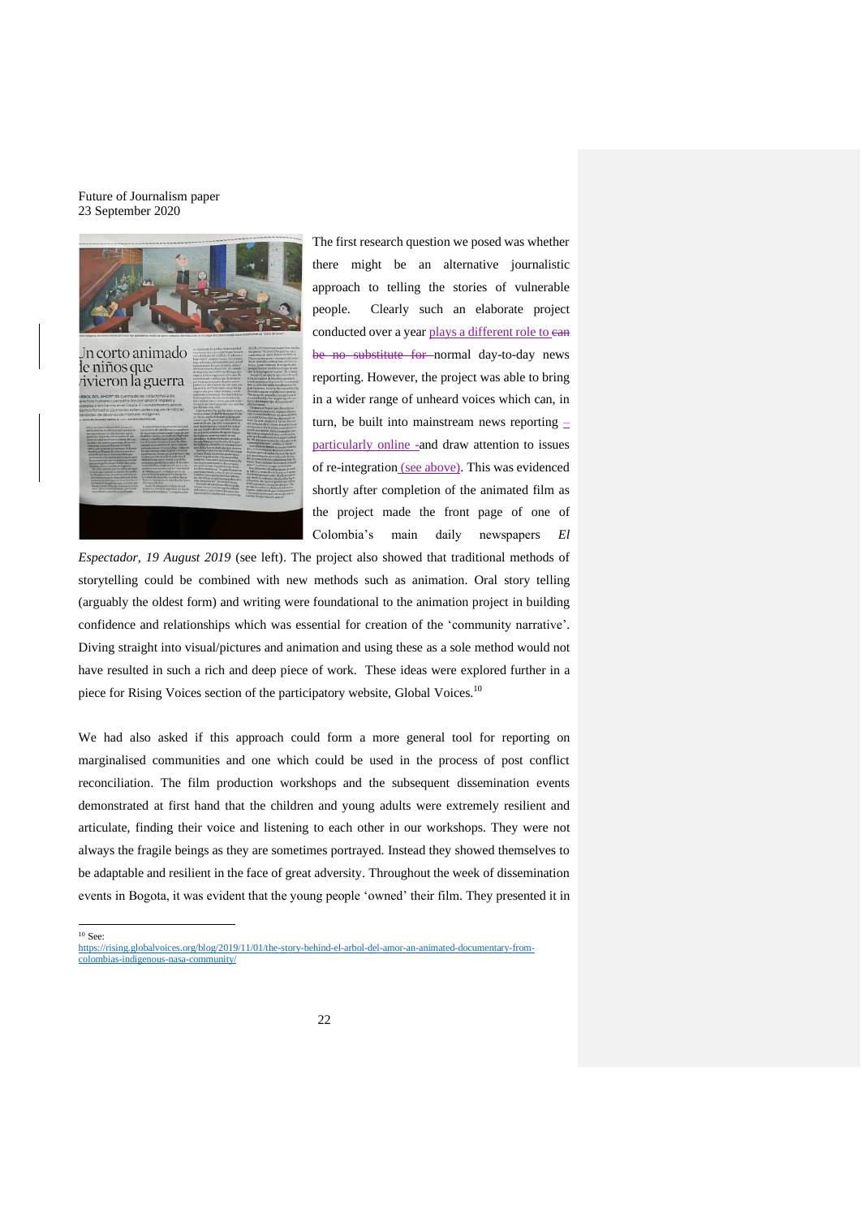The first research question we posed was whether there might be an alternative journalistic approach to telling the stories of vulnerable people. Clearly such an elaborate project conducted over a year plays a different role to ~~can be no substitute for~~ normal day-to-day news reporting. However, the project was able to bring in a wider range of unheard voices which can, in turn, be built into mainstream news reporting – particularly online – and draw attention to issues of re-integration (see above). This was evidenced shortly after completion of the animated film as the project made the front page of one of Colombia's main daily newspapers *El Espectador, 19 August 2019* (see left). The project also showed that traditional methods of storytelling could be combined with new methods such as animation. Oral story telling (arguably the oldest form) and writing were foundational to the animation project in building confidence and relationships which was essential for creation of the 'community narrative'. Diving straight into visual/pictures and animation and using these as a sole method would not have resulted in such a rich and deep piece of work. These ideas were explored further in a piece for Rising Voices section of the participatory website, Global Voices.[10]

We had also asked if this approach could form a more general tool for reporting on marginalised communities and one which could be used in the process of post conflict reconciliation. The film production workshops and the subsequent dissemination events demonstrated at first hand that the children and young adults were extremely resilient and articulate, finding their voice and listening to each other in our workshops. They were not always the fragile beings as they are sometimes portrayed. Instead they showed themselves to be adaptable and resilient in the face of great adversity. Throughout the week of dissemination events in Bogota, it was evident that the young people 'owned' their film. They presented it in

[10] See: https://rising.globalvoices.org/blog/2019/11/01/the-story-behind-el-arbol-del-amor-an-animated-documentary-from-colombias-indigenous-nasa-community/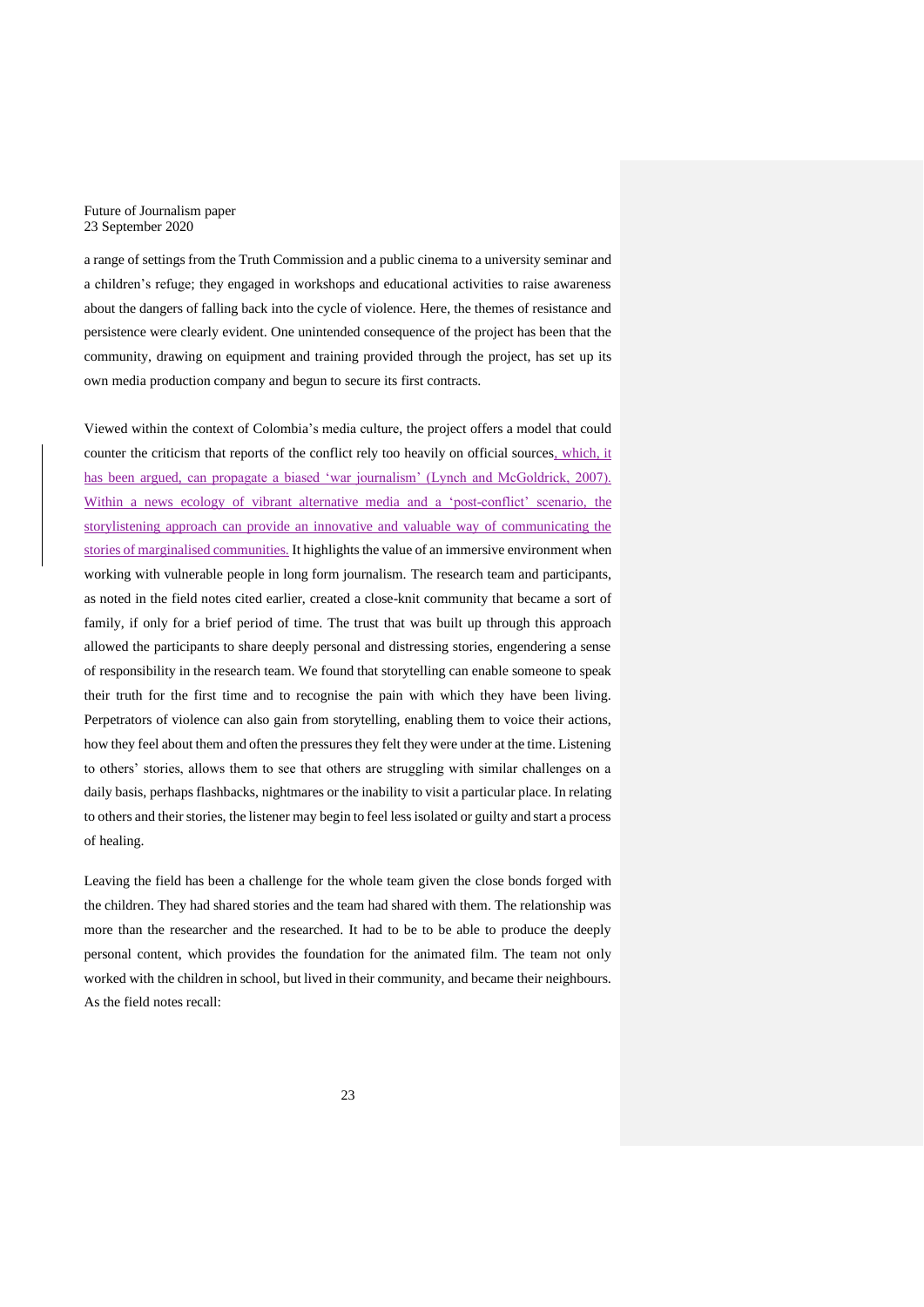a range of settings from the Truth Commission and a public cinema to a university seminar and a children's refuge; they engaged in workshops and educational activities to raise awareness about the dangers of falling back into the cycle of violence. Here, the themes of resistance and persistence were clearly evident. One unintended consequence of the project has been that the community, drawing on equipment and training provided through the project, has set up its own media production company and begun to secure its first contracts.

Viewed within the context of Colombia's media culture, the project offers a model that could counter the criticism that reports of the conflict rely too heavily on official sources, which, it has been argued, can propagate a biased 'war journalism' (Lynch and McGoldrick, 2007). Within a news ecology of vibrant alternative media and a 'post-conflict' scenario, the storylistening approach can provide an innovative and valuable way of communicating the stories of marginalised communities. It highlights the value of an immersive environment when working with vulnerable people in long form journalism. The research team and participants, as noted in the field notes cited earlier, created a close-knit community that became a sort of family, if only for a brief period of time. The trust that was built up through this approach allowed the participants to share deeply personal and distressing stories, engendering a sense of responsibility in the research team. We found that storytelling can enable someone to speak their truth for the first time and to recognise the pain with which they have been living. Perpetrators of violence can also gain from storytelling, enabling them to voice their actions, how they feel about them and often the pressures they felt they were under at the time. Listening to others' stories, allows them to see that others are struggling with similar challenges on a daily basis, perhaps flashbacks, nightmares or the inability to visit a particular place. In relating to others and their stories, the listener may begin to feel less isolated or guilty and start a process of healing.

Leaving the field has been a challenge for the whole team given the close bonds forged with the children. They had shared stories and the team had shared with them. The relationship was more than the researcher and the researched. It had to be to be able to produce the deeply personal content, which provides the foundation for the animated film. The team not only worked with the children in school, but lived in their community, and became their neighbours. As the field notes recall: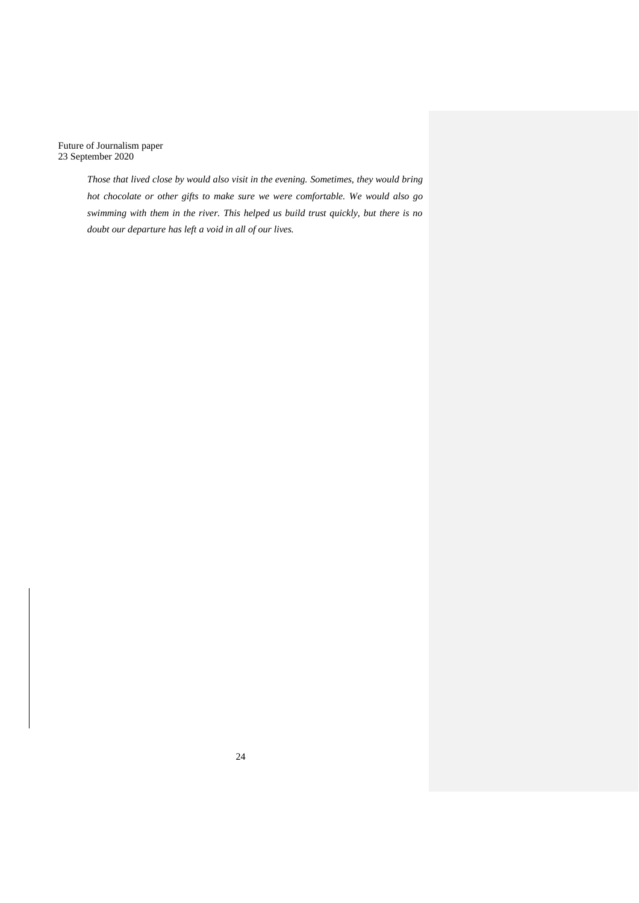*Those that lived close by would also visit in the evening. Sometimes, they would bring hot chocolate or other gifts to make sure we were comfortable. We would also go swimming with them in the river. This helped us build trust quickly, but there is no doubt our departure has left a void in all of our lives.*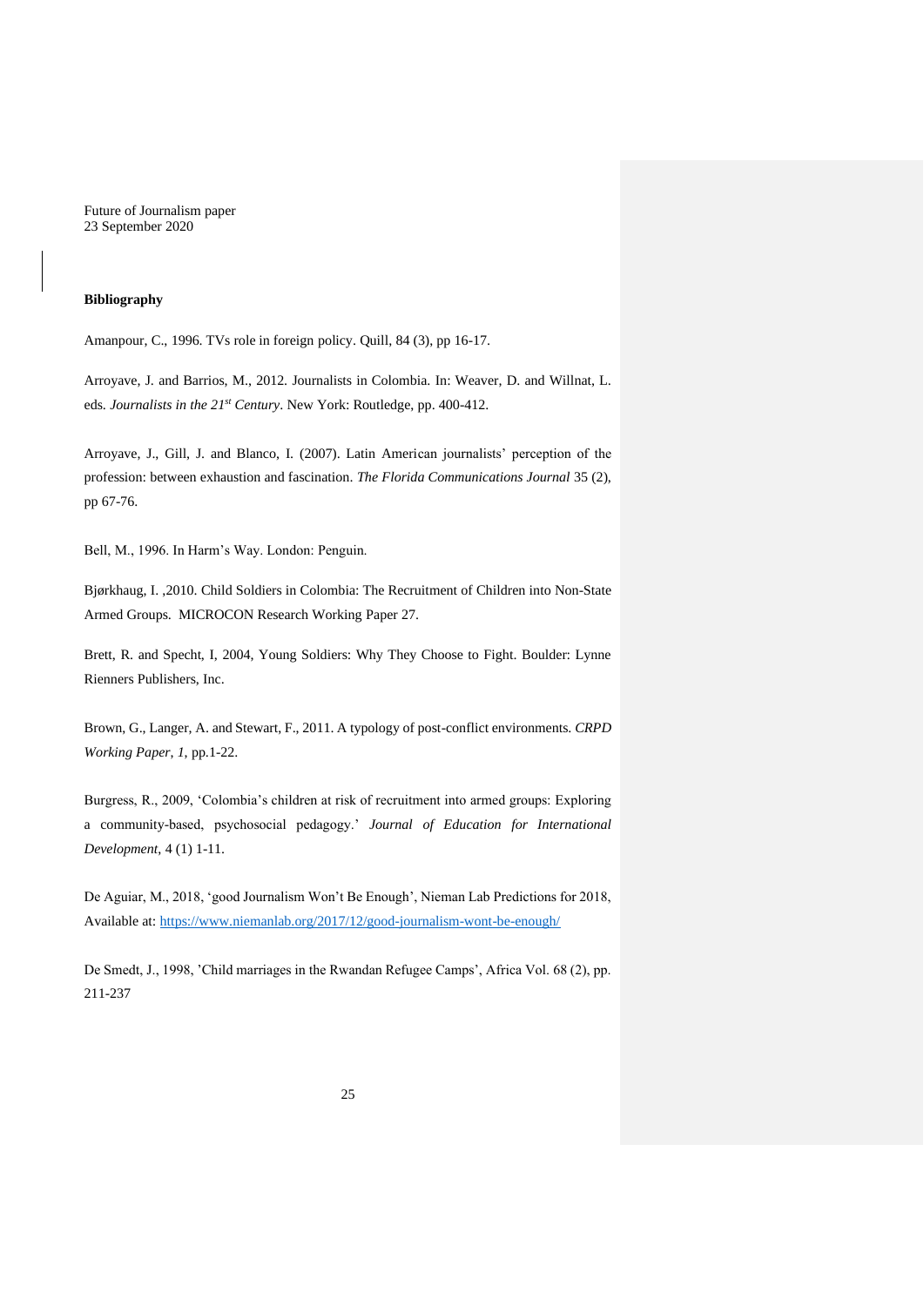Future of Journalism paper
23 September 2020

**Bibliography**

Amanpour, C., 1996. TVs role in foreign policy. Quill, 84 (3), pp 16-17.

Arroyave, J. and Barrios, M., 2012. Journalists in Colombia. In: Weaver, D. and Willnat, L. eds. *Journalists in the 21st Century*. New York: Routledge, pp. 400-412.

Arroyave, J., Gill, J. and Blanco, I. (2007). Latin American journalists' perception of the profession: between exhaustion and fascination. *The Florida Communications Journal* 35 (2), pp 67-76.

Bell, M., 1996. In Harm's Way. London: Penguin.

Bjørkhaug, I. ,2010. Child Soldiers in Colombia: The Recruitment of Children into Non-State Armed Groups. MICROCON Research Working Paper 27.

Brett, R. and Specht, I, 2004, Young Soldiers: Why They Choose to Fight. Boulder: Lynne Rienners Publishers, Inc.

Brown, G., Langer, A. and Stewart, F., 2011. A typology of post-conflict environments. *CRPD Working Paper*, *1*, pp.1-22.

Burgress, R., 2009, 'Colombia's children at risk of recruitment into armed groups: Exploring a community-based, psychosocial pedagogy.' *Journal of Education for International Development*, 4 (1) 1-11.

De Aguiar, M., 2018, 'good Journalism Won't Be Enough', Nieman Lab Predictions for 2018, Available at: https://www.niemanlab.org/2017/12/good-journalism-wont-be-enough/

De Smedt, J., 1998, 'Child marriages in the Rwandan Refugee Camps', Africa Vol. 68 (2), pp. 211-237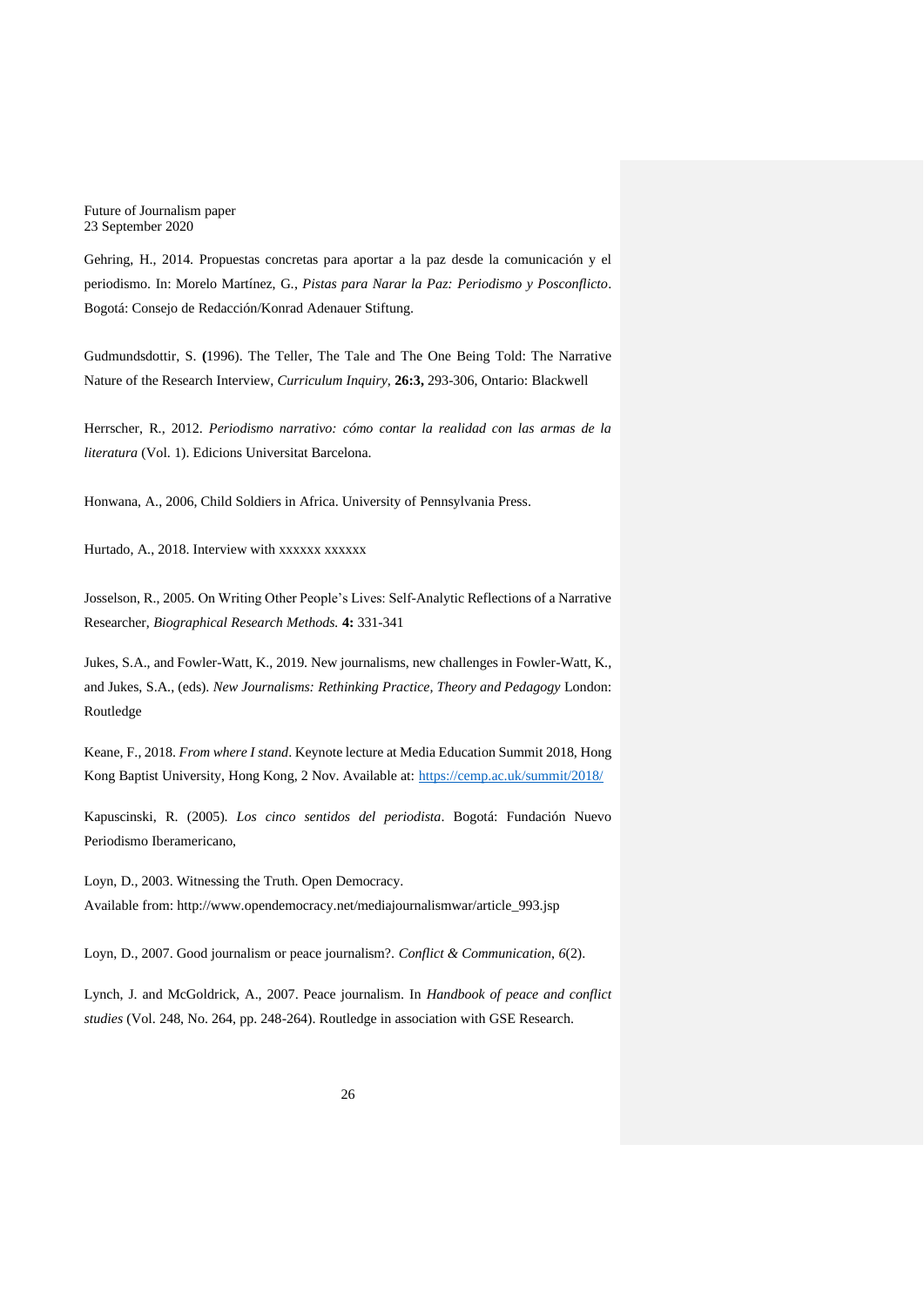Gehring, H., 2014. Propuestas concretas para aportar a la paz desde la comunicación y el periodismo. In: Morelo Martínez, G., *Pistas para Narar la Paz: Periodismo y Posconflicto*. Bogotá: Consejo de Redacción/Konrad Adenauer Stiftung.

Gudmundsdottir, S. **(**1996). The Teller, The Tale and The One Being Told: The Narrative Nature of the Research Interview, *Curriculum Inquiry*, **26:3,** 293-306, Ontario: Blackwell

Herrscher, R., 2012. *Periodismo narrativo: cómo contar la realidad con las armas de la literatura* (Vol. 1). Edicions Universitat Barcelona.

Honwana, A., 2006, Child Soldiers in Africa. University of Pennsylvania Press.

Hurtado, A., 2018. Interview with xxxxxx xxxxxx

Josselson, R., 2005. On Writing Other People's Lives: Self-Analytic Reflections of a Narrative Researcher, *Biographical Research Methods.* **4:** 331-341

Jukes, S.A., and Fowler-Watt, K., 2019. New journalisms, new challenges in Fowler-Watt, K., and Jukes, S.A., (eds). *New Journalisms: Rethinking Practice, Theory and Pedagogy* London: Routledge

Keane, F., 2018. *From where I stand*. Keynote lecture at Media Education Summit 2018, Hong Kong Baptist University, Hong Kong, 2 Nov. Available at: https://cemp.ac.uk/summit/2018/

Kapuscinski, R. (2005). *Los cinco sentidos del periodista*. Bogotá: Fundación Nuevo Periodismo Iberamericano,

Loyn, D., 2003. Witnessing the Truth. Open Democracy.
Available from: http://www.opendemocracy.net/mediajournalismwar/article_993.jsp

Loyn, D., 2007. Good journalism or peace journalism?. *Conflict & Communication*, *6*(2).

Lynch, J. and McGoldrick, A., 2007. Peace journalism. In *Handbook of peace and conflict studies* (Vol. 248, No. 264, pp. 248-264). Routledge in association with GSE Research.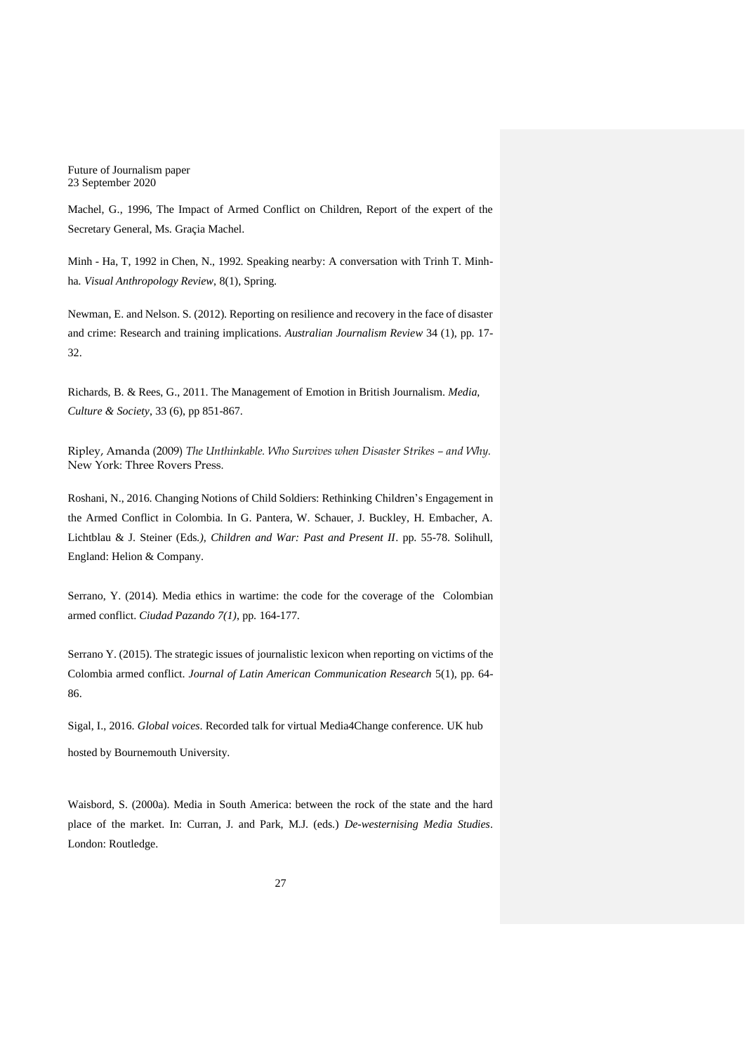Machel, G., 1996, The Impact of Armed Conflict on Children, Report of the expert of the Secretary General, Ms. Graçia Machel.

Minh - Ha, T, 1992 in Chen, N., 1992. Speaking nearby: A conversation with Trinh T. Minh-ha. *Visual Anthropology Review*, 8(1), Spring.

Newman, E. and Nelson. S. (2012). Reporting on resilience and recovery in the face of disaster and crime: Research and training implications. *Australian Journalism Review* 34 (1), pp. 17-32.

Richards, B. & Rees, G., 2011. The Management of Emotion in British Journalism. *Media, Culture & Society*, 33 (6), pp 851-867.

Ripley, Amanda (2009) *The Unthinkable. Who Survives when Disaster Strikes – and Why.* New York: Three Rovers Press.

Roshani, N., 2016. Changing Notions of Child Soldiers: Rethinking Children's Engagement in the Armed Conflict in Colombia. In G. Pantera, W. Schauer, J. Buckley, H. Embacher, A. Lichtblau & J. Steiner (Eds.*), Children and War: Past and Present II*. pp. 55-78. Solihull, England: Helion & Company.

Serrano, Y. (2014). Media ethics in wartime: the code for the coverage of the Colombian armed conflict. *Ciudad Pazando 7(1)*, pp. 164-177.

Serrano Y. (2015). The strategic issues of journalistic lexicon when reporting on victims of the Colombia armed conflict. *Journal of Latin American Communication Research* 5(1), pp. 64-86.

Sigal, I., 2016. *Global voices*. Recorded talk for virtual Media4Change conference. UK hub hosted by Bournemouth University.

Waisbord, S. (2000a). Media in South America: between the rock of the state and the hard place of the market. In: Curran, J. and Park, M.J. (eds.) *De-westernising Media Studies*. London: Routledge.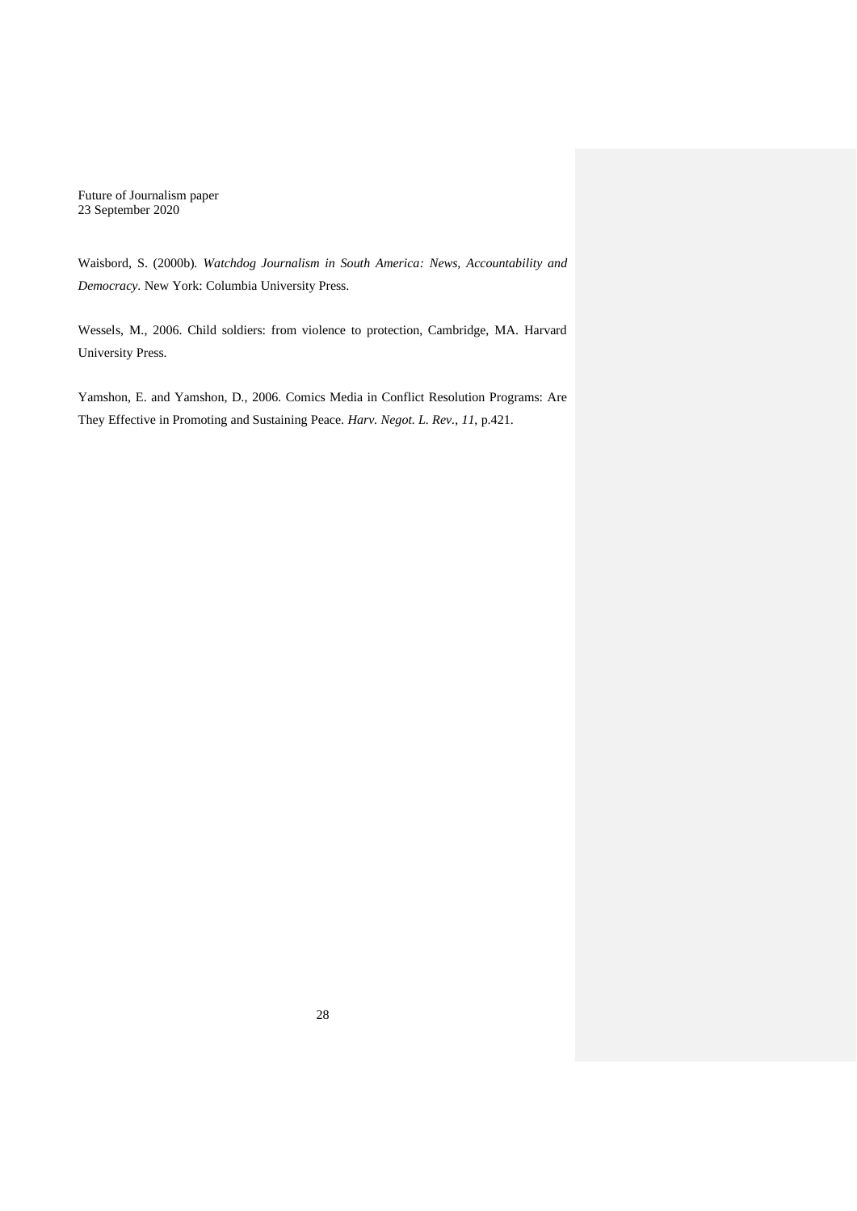Waisbord, S. (2000b). *Watchdog Journalism in South America: News, Accountability and Democracy*. New York: Columbia University Press.

Wessels, M., 2006. Child soldiers: from violence to protection, Cambridge, MA. Harvard University Press.

Yamshon, E. and Yamshon, D., 2006. Comics Media in Conflict Resolution Programs: Are They Effective in Promoting and Sustaining Peace. *Harv. Negot. L. Rev.*, *11*, p.421.